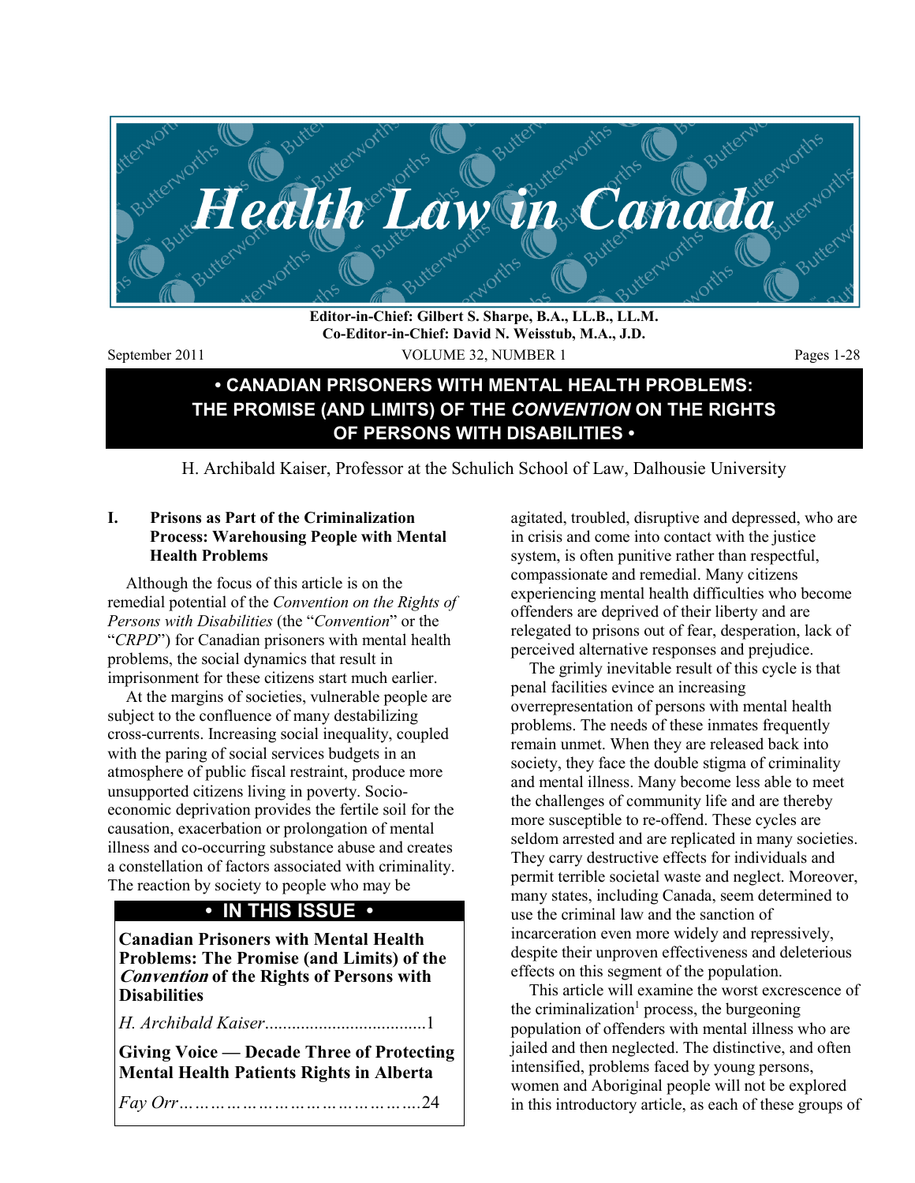# Health Law in Canada

**Editor-in-Chief: Gilbert S. Sharpe, B.A., LL.B., LL.M.**
**Co-Editor-in-Chief: David N. Weisstub, M.A., J.D.**

September 2011 VOLUME 32, NUMBER 1 Pages 1-28

## • CANADIAN PRISONERS WITH MENTAL HEALTH PROBLEMS: THE PROMISE (AND LIMITS) OF THE *CONVENTION* ON THE RIGHTS OF PERSONS WITH DISABILITIES •

H. Archibald Kaiser, Professor at the Schulich School of Law, Dalhousie University

### I. Prisons as Part of the Criminalization Process: Warehousing People with Mental Health Problems

Although the focus of this article is on the remedial potential of the *Convention on the Rights of Persons with Disabilities* (the "*Convention*" or the "*CRPD*") for Canadian prisoners with mental health problems, the social dynamics that result in imprisonment for these citizens start much earlier.

At the margins of societies, vulnerable people are subject to the confluence of many destabilizing cross-currents. Increasing social inequality, coupled with the paring of social services budgets in an atmosphere of public fiscal restraint, produce more unsupported citizens living in poverty. Socio-economic deprivation provides the fertile soil for the causation, exacerbation or prolongation of mental illness and co-occurring substance abuse and creates a constellation of factors associated with criminality. The reaction by society to people who may be agitated, troubled, disruptive and depressed, who are in crisis and come into contact with the justice system, is often punitive rather than respectful, compassionate and remedial. Many citizens experiencing mental health difficulties who become offenders are deprived of their liberty and are relegated to prisons out of fear, desperation, lack of perceived alternative responses and prejudice.

The grimly inevitable result of this cycle is that penal facilities evince an increasing overrepresentation of persons with mental health problems. The needs of these inmates frequently remain unmet. When they are released back into society, they face the double stigma of criminality and mental illness. Many become less able to meet the challenges of community life and are thereby more susceptible to re-offend. These cycles are seldom arrested and are replicated in many societies. They carry destructive effects for individuals and permit terrible societal waste and neglect. Moreover, many states, including Canada, seem determined to use the criminal law and the sanction of incarceration even more widely and repressively, despite their unproven effectiveness and deleterious effects on this segment of the population.

This article will examine the worst excrescence of the criminalization[1] process, the burgeoning population of offenders with mental illness who are jailed and then neglected. The distinctive, and often intensified, problems faced by young persons, women and Aboriginal people will not be explored in this introductory article, as each of these groups of

---

**• IN THIS ISSUE •**

**Canadian Prisoners with Mental Health Problems: The Promise (and Limits) of the *Convention* of the Rights of Persons with Disabilities**

*H. Archibald Kaiser*....................................1

**Giving Voice — Decade Three of Protecting Mental Health Patients Rights in Alberta**

*Fay Orr*……………………………………..24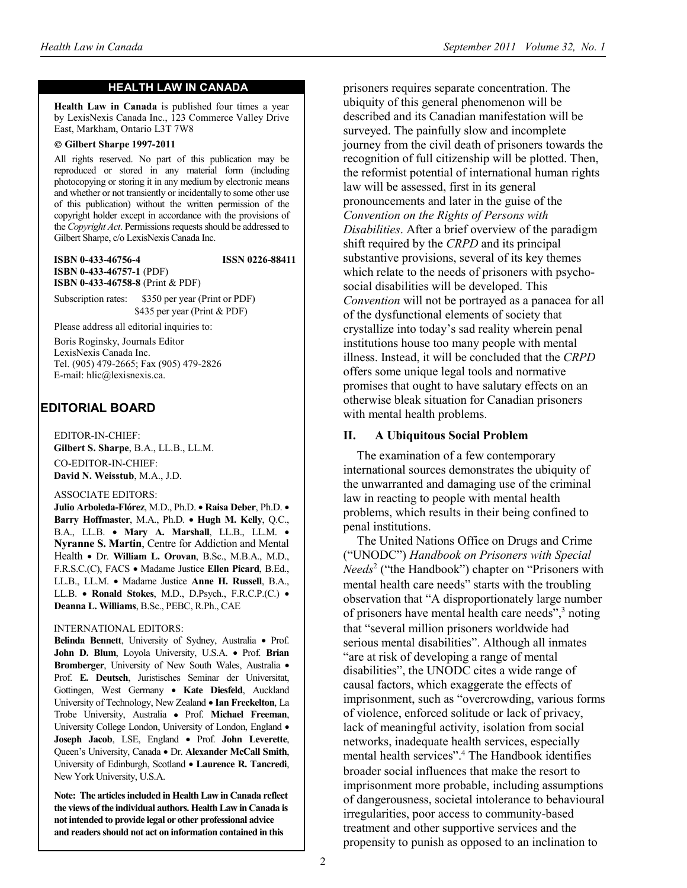## HEALTH LAW IN CANADA

**Health Law in Canada** is published four times a year by LexisNexis Canada Inc., 123 Commerce Valley Drive East, Markham, Ontario L3T 7W8

**© Gilbert Sharpe 1997-2011**

All rights reserved. No part of this publication may be reproduced or stored in any material form (including photocopying or storing it in any medium by electronic means and whether or not transiently or incidentally to some other use of this publication) without the written permission of the copyright holder except in accordance with the provisions of the *Copyright Act*. Permissions requests should be addressed to Gilbert Sharpe, c/o LexisNexis Canada Inc.

**ISBN 0-433-46756-4** **ISSN 0226-88411**
**ISBN 0-433-46757-1** (PDF)
**ISBN 0-433-46758-8** (Print & PDF)

Subscription rates: $350 per year (Print or PDF)
$435 per year (Print & PDF)

Please address all editorial inquiries to:

Boris Roginsky, Journals Editor
LexisNexis Canada Inc.
Tel. (905) 479-2665; Fax (905) 479-2826
E-mail: hlic@lexisnexis.ca.

## EDITORIAL BOARD

EDITOR-IN-CHIEF:
**Gilbert S. Sharpe**, B.A., LL.B., LL.M.

CO-EDITOR-IN-CHIEF:
**David N. Weisstub**, M.A., J.D.

ASSOCIATE EDITORS:
**Julio Arboleda-Flórez**, M.D., Ph.D. • **Raisa Deber**, Ph.D. • **Barry Hoffmaster**, M.A., Ph.D. • **Hugh M. Kelly**, Q.C., B.A., LL.B. • **Mary A. Marshall**, LL.B., LL.M. • **Nyranne S. Martin**, Centre for Addiction and Mental Health • Dr. **William L. Orovan**, B.Sc., M.B.A., M.D., F.R.S.C.(C), FACS • Madame Justice **Ellen Picard**, B.Ed., LL.B., LL.M. • Madame Justice **Anne H. Russell**, B.A., LL.B. • **Ronald Stokes**, M.D., D.Psych., F.R.C.P.(C.) • **Deanna L. Williams**, B.Sc., PEBC, R.Ph., CAE

INTERNATIONAL EDITORS:
**Belinda Bennett**, University of Sydney, Australia • Prof. **John D. Blum**, Loyola University, U.S.A. • Prof. **Brian Bromberger**, University of New South Wales, Australia • Prof. **E. Deutsch**, Juristisches Seminar der Universitat, Gottingen, West Germany • **Kate Diesfeld**, Auckland University of Technology, New Zealand • **Ian Freckelton**, La Trobe University, Australia • Prof. **Michael Freeman**, University College London, University of London, England • **Joseph Jacob**, LSE, England • Prof. **John Leverette**, Queen's University, Canada • Dr. **Alexander McCall Smith**, University of Edinburgh, Scotland • **Laurence R. Tancredi**, New York University, U.S.A.

**Note: The articles included in Health Law in Canada reflect the views of the individual authors. Health Law in Canada is not intended to provide legal or other professional advice and readers should not act on information contained in this**

prisoners requires separate concentration. The ubiquity of this general phenomenon will be described and its Canadian manifestation will be surveyed. The painfully slow and incomplete journey from the civil death of prisoners towards the recognition of full citizenship will be plotted. Then, the reformist potential of international human rights law will be assessed, first in its general pronouncements and later in the guise of the *Convention on the Rights of Persons with Disabilities*. After a brief overview of the paradigm shift required by the *CRPD* and its principal substantive provisions, several of its key themes which relate to the needs of prisoners with psycho-social disabilities will be developed. This *Convention* will not be portrayed as a panacea for all of the dysfunctional elements of society that crystallize into today's sad reality wherein penal institutions house too many people with mental illness. Instead, it will be concluded that the *CRPD* offers some unique legal tools and normative promises that ought to have salutary effects on an otherwise bleak situation for Canadian prisoners with mental health problems.

## II. A Ubiquitous Social Problem

The examination of a few contemporary international sources demonstrates the ubiquity of the unwarranted and damaging use of the criminal law in reacting to people with mental health problems, which results in their being confined to penal institutions.

The United Nations Office on Drugs and Crime ("UNODC") *Handbook on Prisoners with Special Needs*[2] ("the Handbook") chapter on "Prisoners with mental health care needs" starts with the troubling observation that "A disproportionately large number of prisoners have mental health care needs",[3] noting that "several million prisoners worldwide had serious mental disabilities". Although all inmates "are at risk of developing a range of mental disabilities", the UNODC cites a wide range of causal factors, which exaggerate the effects of imprisonment, such as "overcrowding, various forms of violence, enforced solitude or lack of privacy, lack of meaningful activity, isolation from social networks, inadequate health services, especially mental health services".[4] The Handbook identifies broader social influences that make the resort to imprisonment more probable, including assumptions of dangerousness, societal intolerance to behavioural irregularities, poor access to community-based treatment and other supportive services and the propensity to punish as opposed to an inclination to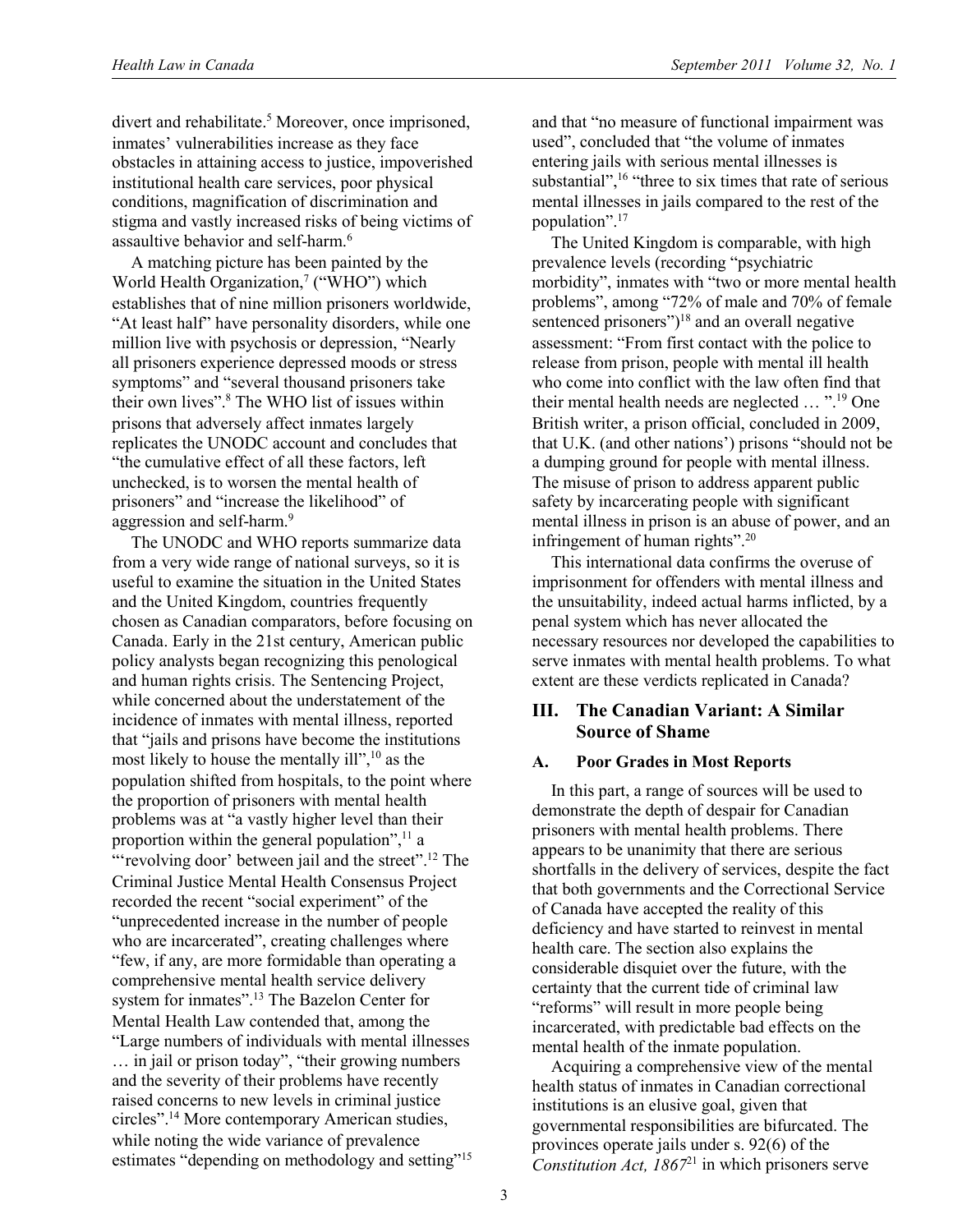divert and rehabilitate.[5] Moreover, once imprisoned, inmates' vulnerabilities increase as they face obstacles in attaining access to justice, impoverished institutional health care services, poor physical conditions, magnification of discrimination and stigma and vastly increased risks of being victims of assaultive behavior and self-harm.[6]

A matching picture has been painted by the World Health Organization,[7] ("WHO") which establishes that of nine million prisoners worldwide, "At least half" have personality disorders, while one million live with psychosis or depression, "Nearly all prisoners experience depressed moods or stress symptoms" and "several thousand prisoners take their own lives".[8] The WHO list of issues within prisons that adversely affect inmates largely replicates the UNODC account and concludes that "the cumulative effect of all these factors, left unchecked, is to worsen the mental health of prisoners" and "increase the likelihood" of aggression and self-harm.[9]

The UNODC and WHO reports summarize data from a very wide range of national surveys, so it is useful to examine the situation in the United States and the United Kingdom, countries frequently chosen as Canadian comparators, before focusing on Canada. Early in the 21st century, American public policy analysts began recognizing this penological and human rights crisis. The Sentencing Project, while concerned about the understatement of the incidence of inmates with mental illness, reported that "jails and prisons have become the institutions most likely to house the mentally ill",[10] as the population shifted from hospitals, to the point where the proportion of prisoners with mental health problems was at "a vastly higher level than their proportion within the general population",[11] a "'revolving door' between jail and the street".[12] The Criminal Justice Mental Health Consensus Project recorded the recent "social experiment" of the "unprecedented increase in the number of people who are incarcerated", creating challenges where "few, if any, are more formidable than operating a comprehensive mental health service delivery system for inmates".[13] The Bazelon Center for Mental Health Law contended that, among the "Large numbers of individuals with mental illnesses … in jail or prison today", "their growing numbers and the severity of their problems have recently raised concerns to new levels in criminal justice circles".[14] More contemporary American studies, while noting the wide variance of prevalence estimates "depending on methodology and setting"[15] and that "no measure of functional impairment was used", concluded that "the volume of inmates entering jails with serious mental illnesses is substantial",[16] "three to six times that rate of serious mental illnesses in jails compared to the rest of the population".[17]

The United Kingdom is comparable, with high prevalence levels (recording "psychiatric morbidity", inmates with "two or more mental health problems", among "72% of male and 70% of female sentenced prisoners")[18] and an overall negative assessment: "From first contact with the police to release from prison, people with mental ill health who come into conflict with the law often find that their mental health needs are neglected … ".[19] One British writer, a prison official, concluded in 2009, that U.K. (and other nations') prisons "should not be a dumping ground for people with mental illness. The misuse of prison to address apparent public safety by incarcerating people with significant mental illness in prison is an abuse of power, and an infringement of human rights".[20]

This international data confirms the overuse of imprisonment for offenders with mental illness and the unsuitability, indeed actual harms inflicted, by a penal system which has never allocated the necessary resources nor developed the capabilities to serve inmates with mental health problems. To what extent are these verdicts replicated in Canada?

## III. The Canadian Variant: A Similar Source of Shame

### A. Poor Grades in Most Reports

In this part, a range of sources will be used to demonstrate the depth of despair for Canadian prisoners with mental health problems. There appears to be unanimity that there are serious shortfalls in the delivery of services, despite the fact that both governments and the Correctional Service of Canada have accepted the reality of this deficiency and have started to reinvest in mental health care. The section also explains the considerable disquiet over the future, with the certainty that the current tide of criminal law "reforms" will result in more people being incarcerated, with predictable bad effects on the mental health of the inmate population.

Acquiring a comprehensive view of the mental health status of inmates in Canadian correctional institutions is an elusive goal, given that governmental responsibilities are bifurcated. The provinces operate jails under s. 92(6) of the *Constitution Act, 1867*[21] in which prisoners serve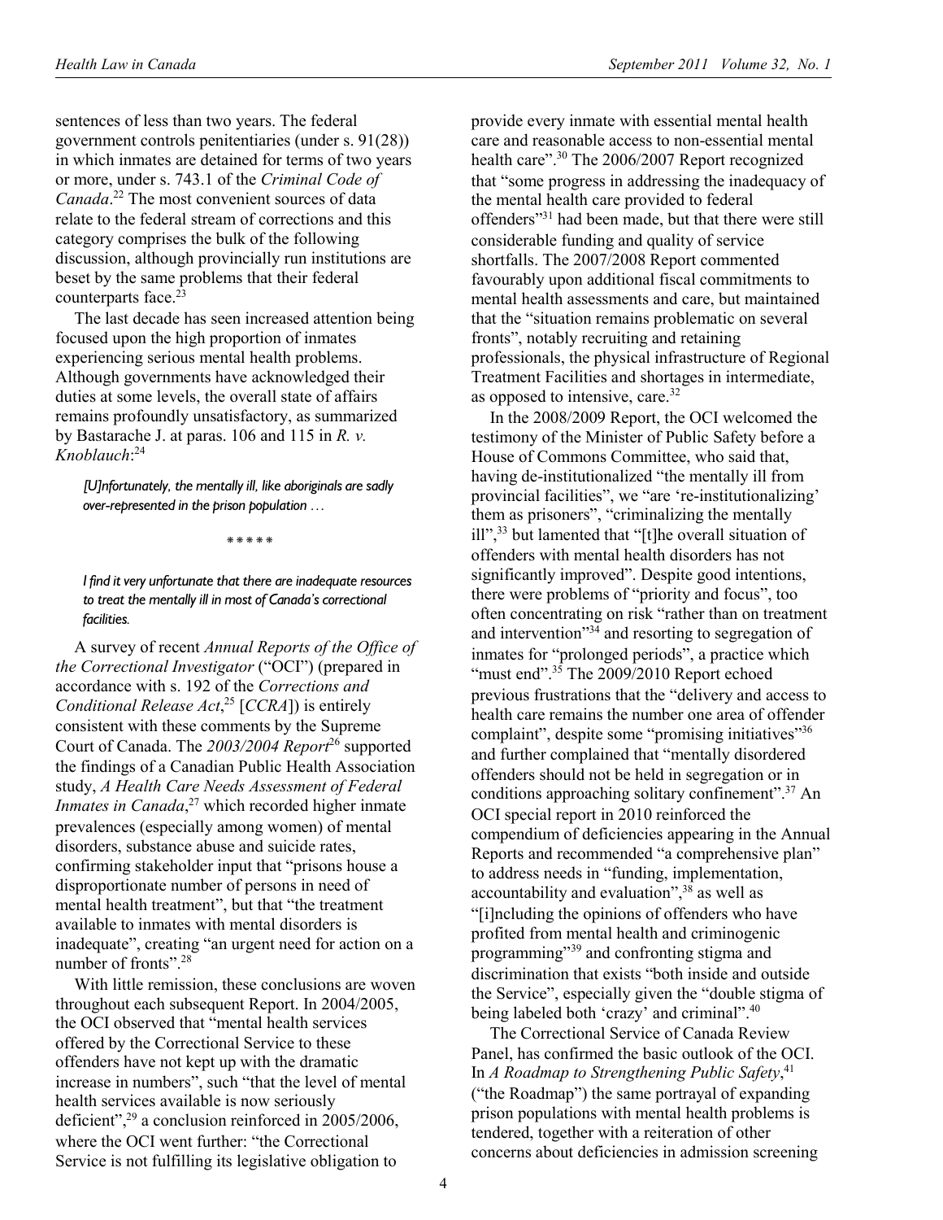sentences of less than two years. The federal government controls penitentiaries (under s. 91(28)) in which inmates are detained for terms of two years or more, under s. 743.1 of the *Criminal Code of Canada*.[22] The most convenient sources of data relate to the federal stream of corrections and this category comprises the bulk of the following discussion, although provincially run institutions are beset by the same problems that their federal counterparts face.[23]

The last decade has seen increased attention being focused upon the high proportion of inmates experiencing serious mental health problems. Although governments have acknowledged their duties at some levels, the overall state of affairs remains profoundly unsatisfactory, as summarized by Bastarache J. at paras. 106 and 115 in *R. v. Knoblauch*:[24]

> *[U]nfortunately, the mentally ill, like aboriginals are sadly over-represented in the prison population …*
>
> \* \* \* \* \*
>
> *I find it very unfortunate that there are inadequate resources to treat the mentally ill in most of Canada's correctional facilities.*

A survey of recent *Annual Reports of the Office of the Correctional Investigator* ("OCI") (prepared in accordance with s. 192 of the *Corrections and Conditional Release Act*,[25] [*CCRA*]) is entirely consistent with these comments by the Supreme Court of Canada. The *2003/2004 Report*[26] supported the findings of a Canadian Public Health Association study, *A Health Care Needs Assessment of Federal Inmates in Canada*,[27] which recorded higher inmate prevalences (especially among women) of mental disorders, substance abuse and suicide rates, confirming stakeholder input that "prisons house a disproportionate number of persons in need of mental health treatment", but that "the treatment available to inmates with mental disorders is inadequate", creating "an urgent need for action on a number of fronts".[28]

With little remission, these conclusions are woven throughout each subsequent Report. In 2004/2005, the OCI observed that "mental health services offered by the Correctional Service to these offenders have not kept up with the dramatic increase in numbers", such "that the level of mental health services available is now seriously deficient",[29] a conclusion reinforced in 2005/2006, where the OCI went further: "the Correctional Service is not fulfilling its legislative obligation to provide every inmate with essential mental health care and reasonable access to non-essential mental health care".[30] The 2006/2007 Report recognized that "some progress in addressing the inadequacy of the mental health care provided to federal offenders"[31] had been made, but that there were still considerable funding and quality of service shortfalls. The 2007/2008 Report commented favourably upon additional fiscal commitments to mental health assessments and care, but maintained that the "situation remains problematic on several fronts", notably recruiting and retaining professionals, the physical infrastructure of Regional Treatment Facilities and shortages in intermediate, as opposed to intensive, care.[32]

In the 2008/2009 Report, the OCI welcomed the testimony of the Minister of Public Safety before a House of Commons Committee, who said that, having de-institutionalized "the mentally ill from provincial facilities", we "are 're-institutionalizing' them as prisoners", "criminalizing the mentally ill",[33] but lamented that "[t]he overall situation of offenders with mental health disorders has not significantly improved". Despite good intentions, there were problems of "priority and focus", too often concentrating on risk "rather than on treatment and intervention"[34] and resorting to segregation of inmates for "prolonged periods", a practice which "must end".[35] The 2009/2010 Report echoed previous frustrations that the "delivery and access to health care remains the number one area of offender complaint", despite some "promising initiatives"[36] and further complained that "mentally disordered offenders should not be held in segregation or in conditions approaching solitary confinement".[37] An OCI special report in 2010 reinforced the compendium of deficiencies appearing in the Annual Reports and recommended "a comprehensive plan" to address needs in "funding, implementation, accountability and evaluation",[38] as well as "[i]ncluding the opinions of offenders who have profited from mental health and criminogenic programming"[39] and confronting stigma and discrimination that exists "both inside and outside the Service", especially given the "double stigma of being labeled both 'crazy' and criminal".[40]

The Correctional Service of Canada Review Panel, has confirmed the basic outlook of the OCI. In *A Roadmap to Strengthening Public Safety*,[41] ("the Roadmap") the same portrayal of expanding prison populations with mental health problems is tendered, together with a reiteration of other concerns about deficiencies in admission screening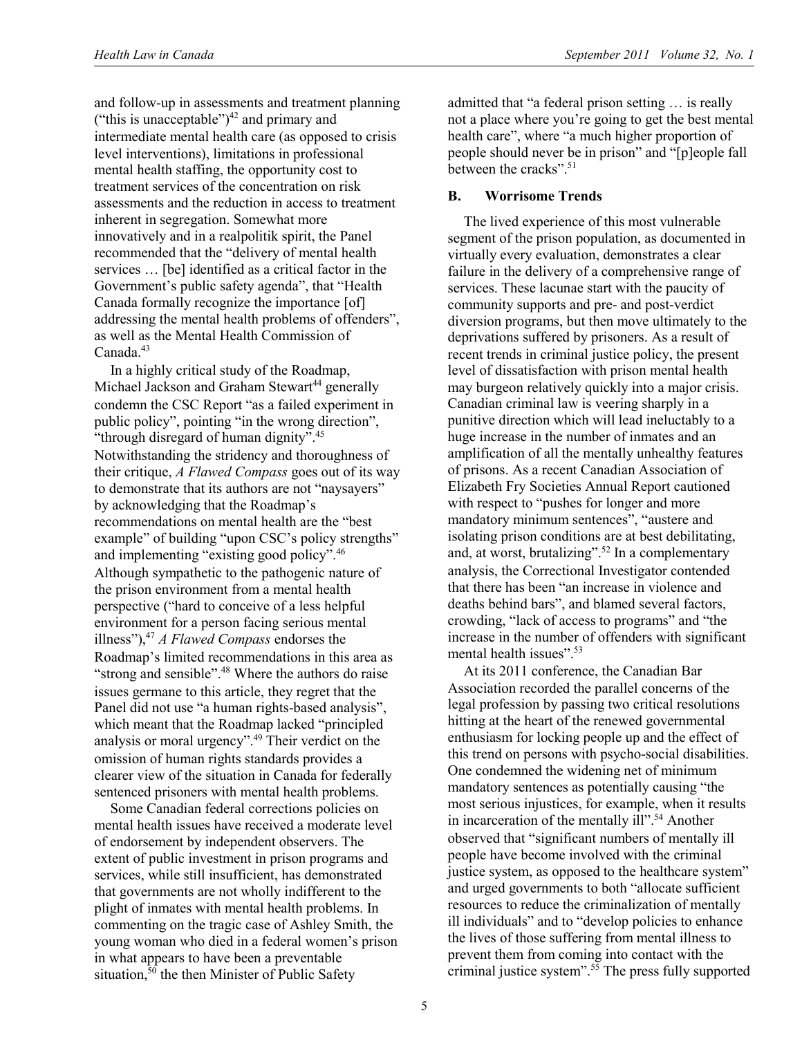and follow-up in assessments and treatment planning ("this is unacceptable")[42] and primary and intermediate mental health care (as opposed to crisis level interventions), limitations in professional mental health staffing, the opportunity cost to treatment services of the concentration on risk assessments and the reduction in access to treatment inherent in segregation. Somewhat more innovatively and in a realpolitik spirit, the Panel recommended that the "delivery of mental health services … [be] identified as a critical factor in the Government's public safety agenda", that "Health Canada formally recognize the importance [of] addressing the mental health problems of offenders", as well as the Mental Health Commission of Canada.[43]

In a highly critical study of the Roadmap, Michael Jackson and Graham Stewart[44] generally condemn the CSC Report "as a failed experiment in public policy", pointing "in the wrong direction", "through disregard of human dignity".[45] Notwithstanding the stridency and thoroughness of their critique, *A Flawed Compass* goes out of its way to demonstrate that its authors are not "naysayers" by acknowledging that the Roadmap's recommendations on mental health are the "best example" of building "upon CSC's policy strengths" and implementing "existing good policy".[46] Although sympathetic to the pathogenic nature of the prison environment from a mental health perspective ("hard to conceive of a less helpful environment for a person facing serious mental illness"),[47] *A Flawed Compass* endorses the Roadmap's limited recommendations in this area as "strong and sensible".[48] Where the authors do raise issues germane to this article, they regret that the Panel did not use "a human rights-based analysis", which meant that the Roadmap lacked "principled analysis or moral urgency".[49] Their verdict on the omission of human rights standards provides a clearer view of the situation in Canada for federally sentenced prisoners with mental health problems.

Some Canadian federal corrections policies on mental health issues have received a moderate level of endorsement by independent observers. The extent of public investment in prison programs and services, while still insufficient, has demonstrated that governments are not wholly indifferent to the plight of inmates with mental health problems. In commenting on the tragic case of Ashley Smith, the young woman who died in a federal women's prison in what appears to have been a preventable situation,[50] the then Minister of Public Safety admitted that "a federal prison setting … is really not a place where you're going to get the best mental health care", where "a much higher proportion of people should never be in prison" and "[p]eople fall between the cracks".[51]

### B. Worrisome Trends

The lived experience of this most vulnerable segment of the prison population, as documented in virtually every evaluation, demonstrates a clear failure in the delivery of a comprehensive range of services. These lacunae start with the paucity of community supports and pre- and post-verdict diversion programs, but then move ultimately to the deprivations suffered by prisoners. As a result of recent trends in criminal justice policy, the present level of dissatisfaction with prison mental health may burgeon relatively quickly into a major crisis. Canadian criminal law is veering sharply in a punitive direction which will lead ineluctably to a huge increase in the number of inmates and an amplification of all the mentally unhealthy features of prisons. As a recent Canadian Association of Elizabeth Fry Societies Annual Report cautioned with respect to "pushes for longer and more mandatory minimum sentences", "austere and isolating prison conditions are at best debilitating, and, at worst, brutalizing".[52] In a complementary analysis, the Correctional Investigator contended that there has been "an increase in violence and deaths behind bars", and blamed several factors, crowding, "lack of access to programs" and "the increase in the number of offenders with significant mental health issues".[53]

At its 2011 conference, the Canadian Bar Association recorded the parallel concerns of the legal profession by passing two critical resolutions hitting at the heart of the renewed governmental enthusiasm for locking people up and the effect of this trend on persons with psycho-social disabilities. One condemned the widening net of minimum mandatory sentences as potentially causing "the most serious injustices, for example, when it results in incarceration of the mentally ill".[54] Another observed that "significant numbers of mentally ill people have become involved with the criminal justice system, as opposed to the healthcare system" and urged governments to both "allocate sufficient resources to reduce the criminalization of mentally ill individuals" and to "develop policies to enhance the lives of those suffering from mental illness to prevent them from coming into contact with the criminal justice system".[55] The press fully supported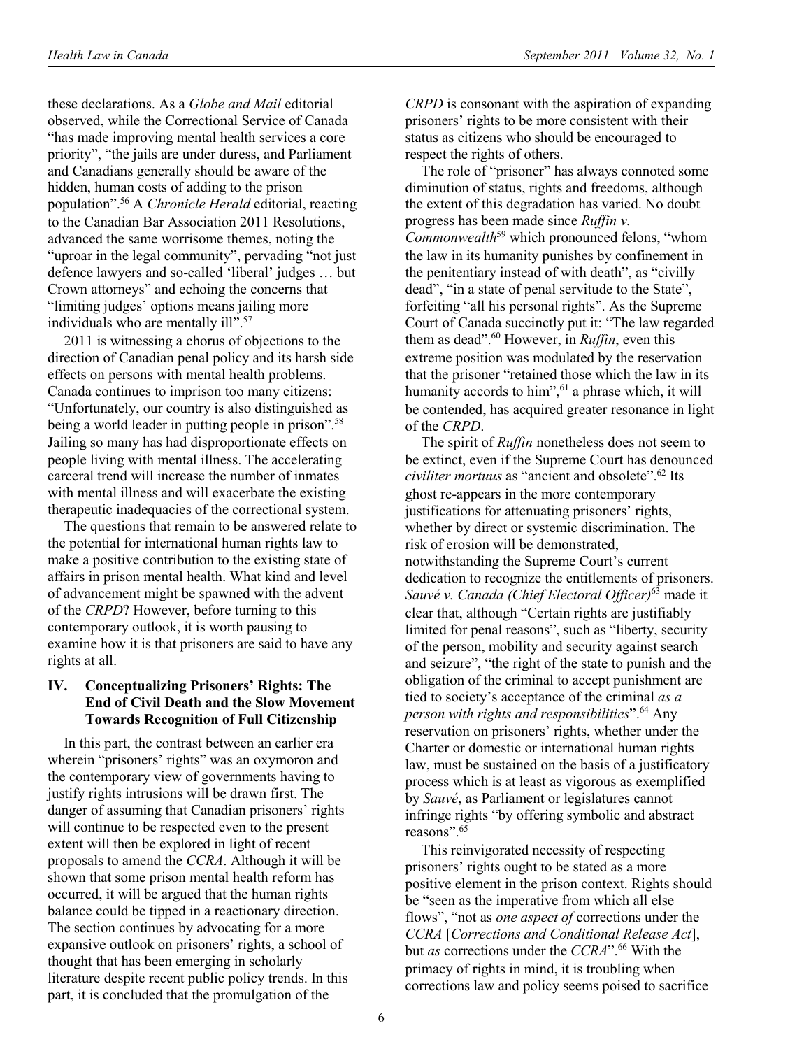these declarations. As a *Globe and Mail* editorial observed, while the Correctional Service of Canada "has made improving mental health services a core priority", "the jails are under duress, and Parliament and Canadians generally should be aware of the hidden, human costs of adding to the prison population".[56] A *Chronicle Herald* editorial, reacting to the Canadian Bar Association 2011 Resolutions, advanced the same worrisome themes, noting the "uproar in the legal community", pervading "not just defence lawyers and so-called 'liberal' judges … but Crown attorneys" and echoing the concerns that "limiting judges' options means jailing more individuals who are mentally ill".[57]

2011 is witnessing a chorus of objections to the direction of Canadian penal policy and its harsh side effects on persons with mental health problems. Canada continues to imprison too many citizens: "Unfortunately, our country is also distinguished as being a world leader in putting people in prison".[58] Jailing so many has had disproportionate effects on people living with mental illness. The accelerating carceral trend will increase the number of inmates with mental illness and will exacerbate the existing therapeutic inadequacies of the correctional system.

The questions that remain to be answered relate to the potential for international human rights law to make a positive contribution to the existing state of affairs in prison mental health. What kind and level of advancement might be spawned with the advent of the *CRPD*? However, before turning to this contemporary outlook, it is worth pausing to examine how it is that prisoners are said to have any rights at all.

## IV. Conceptualizing Prisoners' Rights: The End of Civil Death and the Slow Movement Towards Recognition of Full Citizenship

In this part, the contrast between an earlier era wherein "prisoners' rights" was an oxymoron and the contemporary view of governments having to justify rights intrusions will be drawn first. The danger of assuming that Canadian prisoners' rights will continue to be respected even to the present extent will then be explored in light of recent proposals to amend the *CCRA*. Although it will be shown that some prison mental health reform has occurred, it will be argued that the human rights balance could be tipped in a reactionary direction. The section continues by advocating for a more expansive outlook on prisoners' rights, a school of thought that has been emerging in scholarly literature despite recent public policy trends. In this part, it is concluded that the promulgation of the *CRPD* is consonant with the aspiration of expanding prisoners' rights to be more consistent with their status as citizens who should be encouraged to respect the rights of others.

The role of "prisoner" has always connoted some diminution of status, rights and freedoms, although the extent of this degradation has varied. No doubt progress has been made since *Ruffin v. Commonwealth*[59] which pronounced felons, "whom the law in its humanity punishes by confinement in the penitentiary instead of with death", as "civilly dead", "in a state of penal servitude to the State", forfeiting "all his personal rights". As the Supreme Court of Canada succinctly put it: "The law regarded them as dead".[60] However, in *Ruffin*, even this extreme position was modulated by the reservation that the prisoner "retained those which the law in its humanity accords to him",[61] a phrase which, it will be contended, has acquired greater resonance in light of the *CRPD*.

The spirit of *Ruffin* nonetheless does not seem to be extinct, even if the Supreme Court has denounced *civiliter mortuus* as "ancient and obsolete".[62] Its ghost re-appears in the more contemporary justifications for attenuating prisoners' rights, whether by direct or systemic discrimination. The risk of erosion will be demonstrated, notwithstanding the Supreme Court's current dedication to recognize the entitlements of prisoners. *Sauvé v. Canada (Chief Electoral Officer)*[63] made it clear that, although "Certain rights are justifiably limited for penal reasons", such as "liberty, security of the person, mobility and security against search and seizure", "the right of the state to punish and the obligation of the criminal to accept punishment are tied to society's acceptance of the criminal *as a person with rights and responsibilities*".[64] Any reservation on prisoners' rights, whether under the Charter or domestic or international human rights law, must be sustained on the basis of a justificatory process which is at least as vigorous as exemplified by *Sauvé*, as Parliament or legislatures cannot infringe rights "by offering symbolic and abstract reasons".[65]

This reinvigorated necessity of respecting prisoners' rights ought to be stated as a more positive element in the prison context. Rights should be "seen as the imperative from which all else flows", "not as *one aspect of* corrections under the *CCRA* [*Corrections and Conditional Release Act*], but *as* corrections under the *CCRA*".[66] With the primacy of rights in mind, it is troubling when corrections law and policy seems poised to sacrifice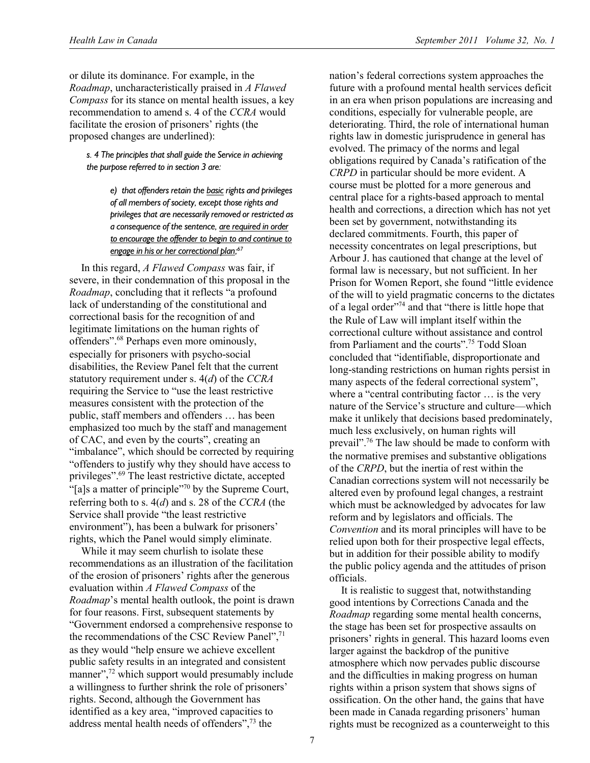or dilute its dominance. For example, in the *Roadmap*, uncharacteristically praised in *A Flawed Compass* for its stance on mental health issues, a key recommendation to amend s. 4 of the *CCRA* would facilitate the erosion of prisoners' rights (the proposed changes are underlined):

> *s. 4 The principles that shall guide the Service in achieving the purpose referred to in section 3 are:*
>
> > *e) that offenders retain the <u>basic</u> rights and privileges of all members of society, except those rights and privileges that are necessarily removed or restricted as a consequence of the sentence, <u>are required in order to encourage the offender to begin to and continue to engage in his or her correctional plan</u>;*[67]

In this regard, *A Flawed Compass* was fair, if severe, in their condemnation of this proposal in the *Roadmap*, concluding that it reflects "a profound lack of understanding of the constitutional and correctional basis for the recognition of and legitimate limitations on the human rights of offenders".[68] Perhaps even more ominously, especially for prisoners with psycho-social disabilities, the Review Panel felt that the current statutory requirement under s. 4(*d*) of the *CCRA* requiring the Service to "use the least restrictive measures consistent with the protection of the public, staff members and offenders … has been emphasized too much by the staff and management of CAC, and even by the courts", creating an "imbalance", which should be corrected by requiring "offenders to justify why they should have access to privileges".[69] The least restrictive dictate, accepted "[a]s a matter of principle"[70] by the Supreme Court, referring both to s. 4(*d*) and s. 28 of the *CCRA* (the Service shall provide "the least restrictive environment"), has been a bulwark for prisoners' rights, which the Panel would simply eliminate.

While it may seem churlish to isolate these recommendations as an illustration of the facilitation of the erosion of prisoners' rights after the generous evaluation within *A Flawed Compass* of the *Roadmap*'s mental health outlook, the point is drawn for four reasons. First, subsequent statements by "Government endorsed a comprehensive response to the recommendations of the CSC Review Panel",[71] as they would "help ensure we achieve excellent public safety results in an integrated and consistent manner",[72] which support would presumably include a willingness to further shrink the role of prisoners' rights. Second, although the Government has identified as a key area, "improved capacities to address mental health needs of offenders",[73] the nation's federal corrections system approaches the future with a profound mental health services deficit in an era when prison populations are increasing and conditions, especially for vulnerable people, are deteriorating. Third, the role of international human rights law in domestic jurisprudence in general has evolved. The primacy of the norms and legal obligations required by Canada's ratification of the *CRPD* in particular should be more evident. A course must be plotted for a more generous and central place for a rights-based approach to mental health and corrections, a direction which has not yet been set by government, notwithstanding its declared commitments. Fourth, this paper of necessity concentrates on legal prescriptions, but Arbour J. has cautioned that change at the level of formal law is necessary, but not sufficient. In her Prison for Women Report, she found "little evidence of the will to yield pragmatic concerns to the dictates of a legal order"[74] and that "there is little hope that the Rule of Law will implant itself within the correctional culture without assistance and control from Parliament and the courts".[75] Todd Sloan concluded that "identifiable, disproportionate and long-standing restrictions on human rights persist in many aspects of the federal correctional system", where a "central contributing factor … is the very nature of the Service's structure and culture—which make it unlikely that decisions based predominately, much less exclusively, on human rights will prevail".[76] The law should be made to conform with the normative premises and substantive obligations of the *CRPD*, but the inertia of rest within the Canadian corrections system will not necessarily be altered even by profound legal changes, a restraint which must be acknowledged by advocates for law reform and by legislators and officials. The *Convention* and its moral principles will have to be relied upon both for their prospective legal effects, but in addition for their possible ability to modify the public policy agenda and the attitudes of prison officials.

It is realistic to suggest that, notwithstanding good intentions by Corrections Canada and the *Roadmap* regarding some mental health concerns, the stage has been set for prospective assaults on prisoners' rights in general. This hazard looms even larger against the backdrop of the punitive atmosphere which now pervades public discourse and the difficulties in making progress on human rights within a prison system that shows signs of ossification. On the other hand, the gains that have been made in Canada regarding prisoners' human rights must be recognized as a counterweight to this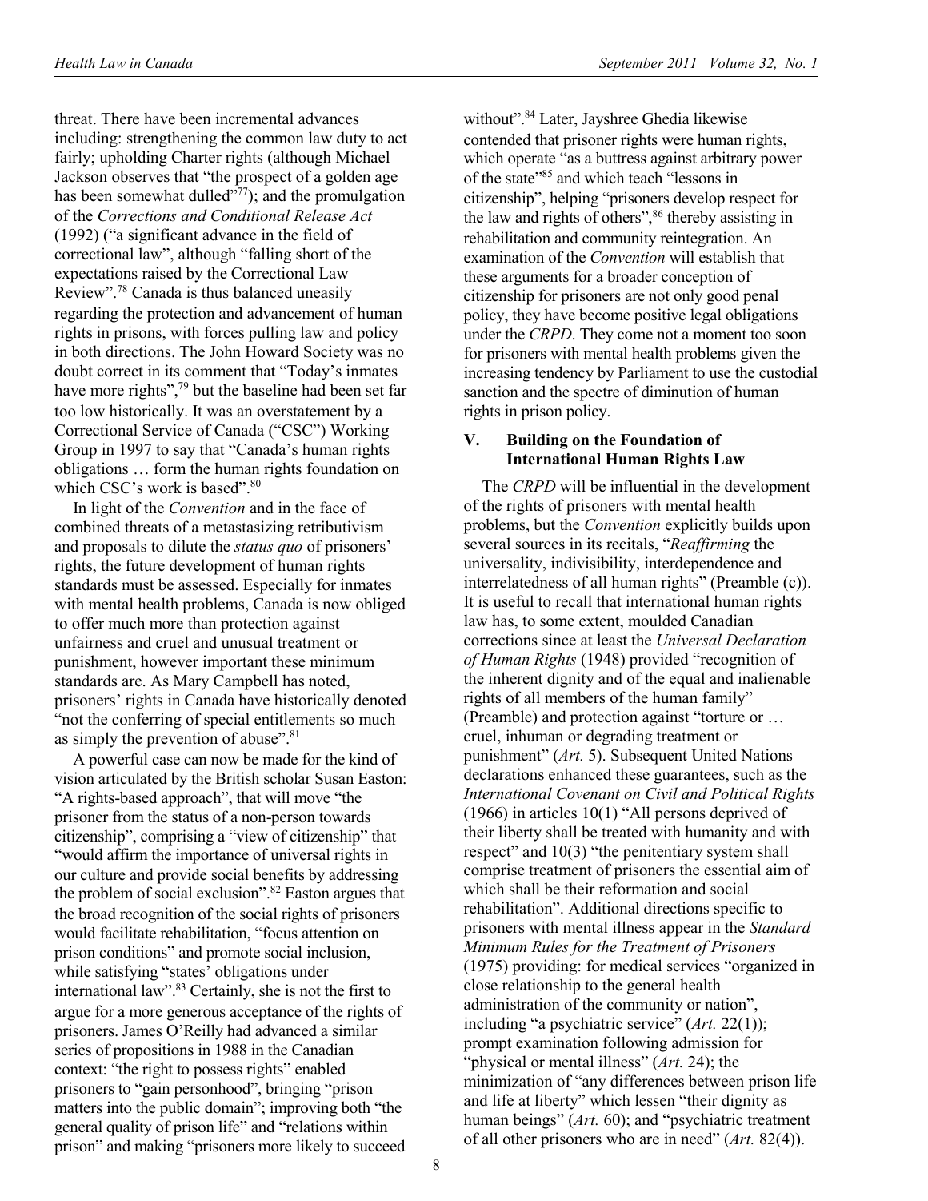threat. There have been incremental advances including: strengthening the common law duty to act fairly; upholding Charter rights (although Michael Jackson observes that "the prospect of a golden age has been somewhat dulled"[77]); and the promulgation of the *Corrections and Conditional Release Act* (1992) ("a significant advance in the field of correctional law", although "falling short of the expectations raised by the Correctional Law Review".[78] Canada is thus balanced uneasily regarding the protection and advancement of human rights in prisons, with forces pulling law and policy in both directions. The John Howard Society was no doubt correct in its comment that "Today's inmates have more rights",[79] but the baseline had been set far too low historically. It was an overstatement by a Correctional Service of Canada ("CSC") Working Group in 1997 to say that "Canada's human rights obligations … form the human rights foundation on which CSC's work is based".[80]

In light of the *Convention* and in the face of combined threats of a metastasizing retributivism and proposals to dilute the *status quo* of prisoners' rights, the future development of human rights standards must be assessed. Especially for inmates with mental health problems, Canada is now obliged to offer much more than protection against unfairness and cruel and unusual treatment or punishment, however important these minimum standards are. As Mary Campbell has noted, prisoners' rights in Canada have historically denoted "not the conferring of special entitlements so much as simply the prevention of abuse".[81]

A powerful case can now be made for the kind of vision articulated by the British scholar Susan Easton: "A rights-based approach", that will move "the prisoner from the status of a non-person towards citizenship", comprising a "view of citizenship" that "would affirm the importance of universal rights in our culture and provide social benefits by addressing the problem of social exclusion".[82] Easton argues that the broad recognition of the social rights of prisoners would facilitate rehabilitation, "focus attention on prison conditions" and promote social inclusion, while satisfying "states' obligations under international law".[83] Certainly, she is not the first to argue for a more generous acceptance of the rights of prisoners. James O'Reilly had advanced a similar series of propositions in 1988 in the Canadian context: "the right to possess rights" enabled prisoners to "gain personhood", bringing "prison matters into the public domain"; improving both "the general quality of prison life" and "relations within prison" and making "prisoners more likely to succeed without".[84] Later, Jayshree Ghedia likewise contended that prisoner rights were human rights, which operate "as a buttress against arbitrary power of the state"[85] and which teach "lessons in citizenship", helping "prisoners develop respect for the law and rights of others",[86] thereby assisting in rehabilitation and community reintegration. An examination of the *Convention* will establish that these arguments for a broader conception of citizenship for prisoners are not only good penal policy, they have become positive legal obligations under the *CRPD*. They come not a moment too soon for prisoners with mental health problems given the increasing tendency by Parliament to use the custodial sanction and the spectre of diminution of human rights in prison policy.

## V. Building on the Foundation of International Human Rights Law

The *CRPD* will be influential in the development of the rights of prisoners with mental health problems, but the *Convention* explicitly builds upon several sources in its recitals, "*Reaffirming* the universality, indivisibility, interdependence and interrelatedness of all human rights" (Preamble (c)). It is useful to recall that international human rights law has, to some extent, moulded Canadian corrections since at least the *Universal Declaration of Human Rights* (1948) provided "recognition of the inherent dignity and of the equal and inalienable rights of all members of the human family" (Preamble) and protection against "torture or … cruel, inhuman or degrading treatment or punishment" (*Art.* 5). Subsequent United Nations declarations enhanced these guarantees, such as the *International Covenant on Civil and Political Rights* (1966) in articles 10(1) "All persons deprived of their liberty shall be treated with humanity and with respect" and 10(3) "the penitentiary system shall comprise treatment of prisoners the essential aim of which shall be their reformation and social rehabilitation". Additional directions specific to prisoners with mental illness appear in the *Standard Minimum Rules for the Treatment of Prisoners* (1975) providing: for medical services "organized in close relationship to the general health administration of the community or nation", including "a psychiatric service" (*Art.* 22(1)); prompt examination following admission for "physical or mental illness" (*Art.* 24); the minimization of "any differences between prison life and life at liberty" which lessen "their dignity as human beings" (*Art.* 60); and "psychiatric treatment of all other prisoners who are in need" (*Art.* 82(4)).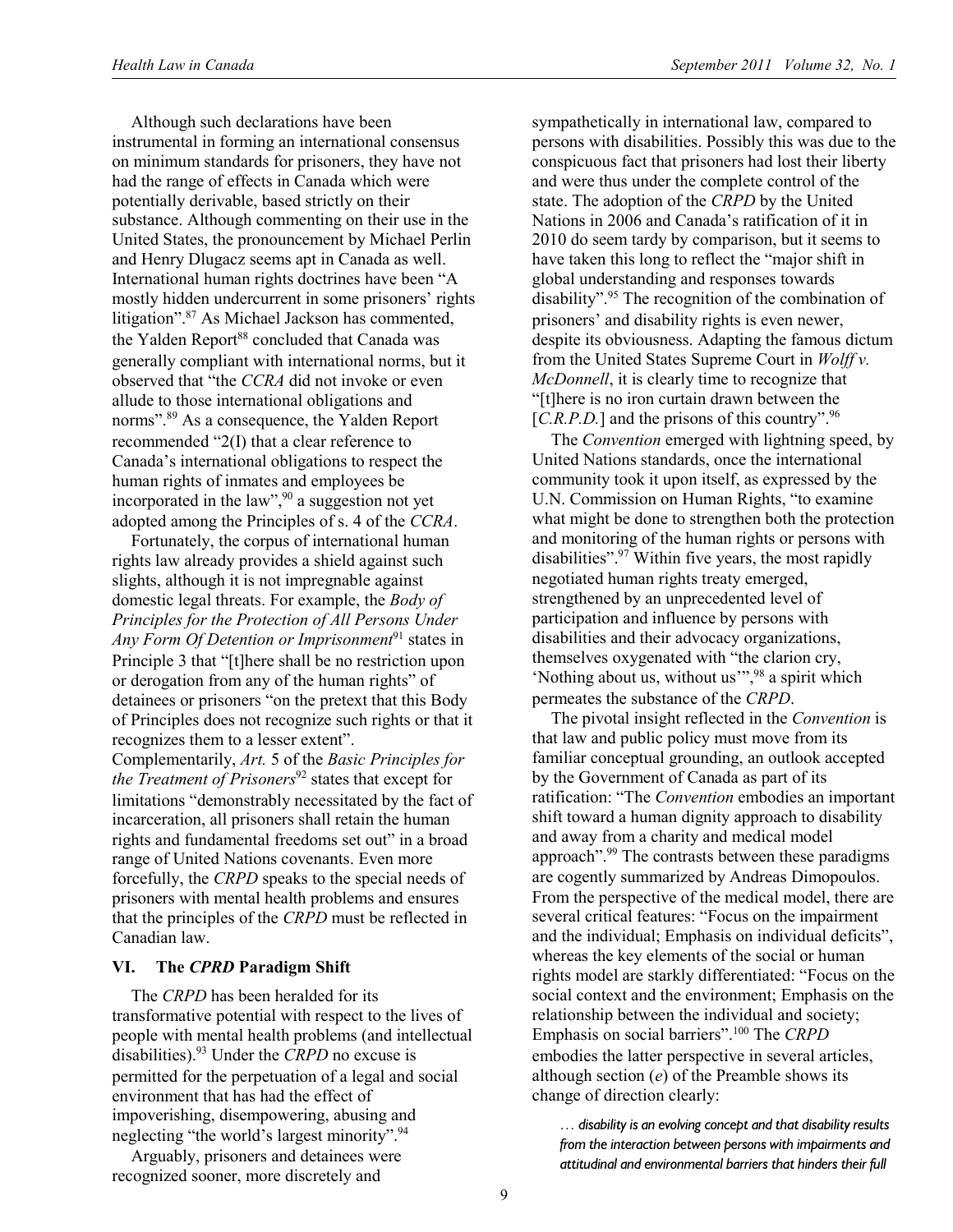Although such declarations have been instrumental in forming an international consensus on minimum standards for prisoners, they have not had the range of effects in Canada which were potentially derivable, based strictly on their substance. Although commenting on their use in the United States, the pronouncement by Michael Perlin and Henry Dlugacz seems apt in Canada as well. International human rights doctrines have been "A mostly hidden undercurrent in some prisoners' rights litigation".[87] As Michael Jackson has commented, the Yalden Report[88] concluded that Canada was generally compliant with international norms, but it observed that "the *CCRA* did not invoke or even allude to those international obligations and norms".[89] As a consequence, the Yalden Report recommended "2(I) that a clear reference to Canada's international obligations to respect the human rights of inmates and employees be incorporated in the law",[90] a suggestion not yet adopted among the Principles of s. 4 of the *CCRA*.

Fortunately, the corpus of international human rights law already provides a shield against such slights, although it is not impregnable against domestic legal threats. For example, the *Body of Principles for the Protection of All Persons Under Any Form Of Detention or Imprisonment*[91] states in Principle 3 that "[t]here shall be no restriction upon or derogation from any of the human rights" of detainees or prisoners "on the pretext that this Body of Principles does not recognize such rights or that it recognizes them to a lesser extent". Complementarily, *Art.* 5 of the *Basic Principles for the Treatment of Prisoners*[92] states that except for limitations "demonstrably necessitated by the fact of incarceration, all prisoners shall retain the human rights and fundamental freedoms set out" in a broad range of United Nations covenants. Even more forcefully, the *CRPD* speaks to the special needs of prisoners with mental health problems and ensures that the principles of the *CRPD* must be reflected in Canadian law.

## VI. The *CPRD* Paradigm Shift

The *CRPD* has been heralded for its transformative potential with respect to the lives of people with mental health problems (and intellectual disabilities).[93] Under the *CRPD* no excuse is permitted for the perpetuation of a legal and social environment that has had the effect of impoverishing, disempowering, abusing and neglecting "the world's largest minority".[94]

Arguably, prisoners and detainees were recognized sooner, more discretely and sympathetically in international law, compared to persons with disabilities. Possibly this was due to the conspicuous fact that prisoners had lost their liberty and were thus under the complete control of the state. The adoption of the *CRPD* by the United Nations in 2006 and Canada's ratification of it in 2010 do seem tardy by comparison, but it seems to have taken this long to reflect the "major shift in global understanding and responses towards disability".[95] The recognition of the combination of prisoners' and disability rights is even newer, despite its obviousness. Adapting the famous dictum from the United States Supreme Court in *Wolff v. McDonnell*, it is clearly time to recognize that "[t]here is no iron curtain drawn between the [*C.R.P.D.*] and the prisons of this country".[96]

The *Convention* emerged with lightning speed, by United Nations standards, once the international community took it upon itself, as expressed by the U.N. Commission on Human Rights, "to examine what might be done to strengthen both the protection and monitoring of the human rights or persons with disabilities".[97] Within five years, the most rapidly negotiated human rights treaty emerged, strengthened by an unprecedented level of participation and influence by persons with disabilities and their advocacy organizations, themselves oxygenated with "the clarion cry, 'Nothing about us, without us'",[98] a spirit which permeates the substance of the *CRPD*.

The pivotal insight reflected in the *Convention* is that law and public policy must move from its familiar conceptual grounding, an outlook accepted by the Government of Canada as part of its ratification: "The *Convention* embodies an important shift toward a human dignity approach to disability and away from a charity and medical model approach".[99] The contrasts between these paradigms are cogently summarized by Andreas Dimopoulos. From the perspective of the medical model, there are several critical features: "Focus on the impairment and the individual; Emphasis on individual deficits", whereas the key elements of the social or human rights model are starkly differentiated: "Focus on the social context and the environment; Emphasis on the relationship between the individual and society; Emphasis on social barriers".[100] The *CRPD* embodies the latter perspective in several articles, although section (*e*) of the Preamble shows its change of direction clearly:

> *… disability is an evolving concept and that disability results from the interaction between persons with impairments and attitudinal and environmental barriers that hinders their full*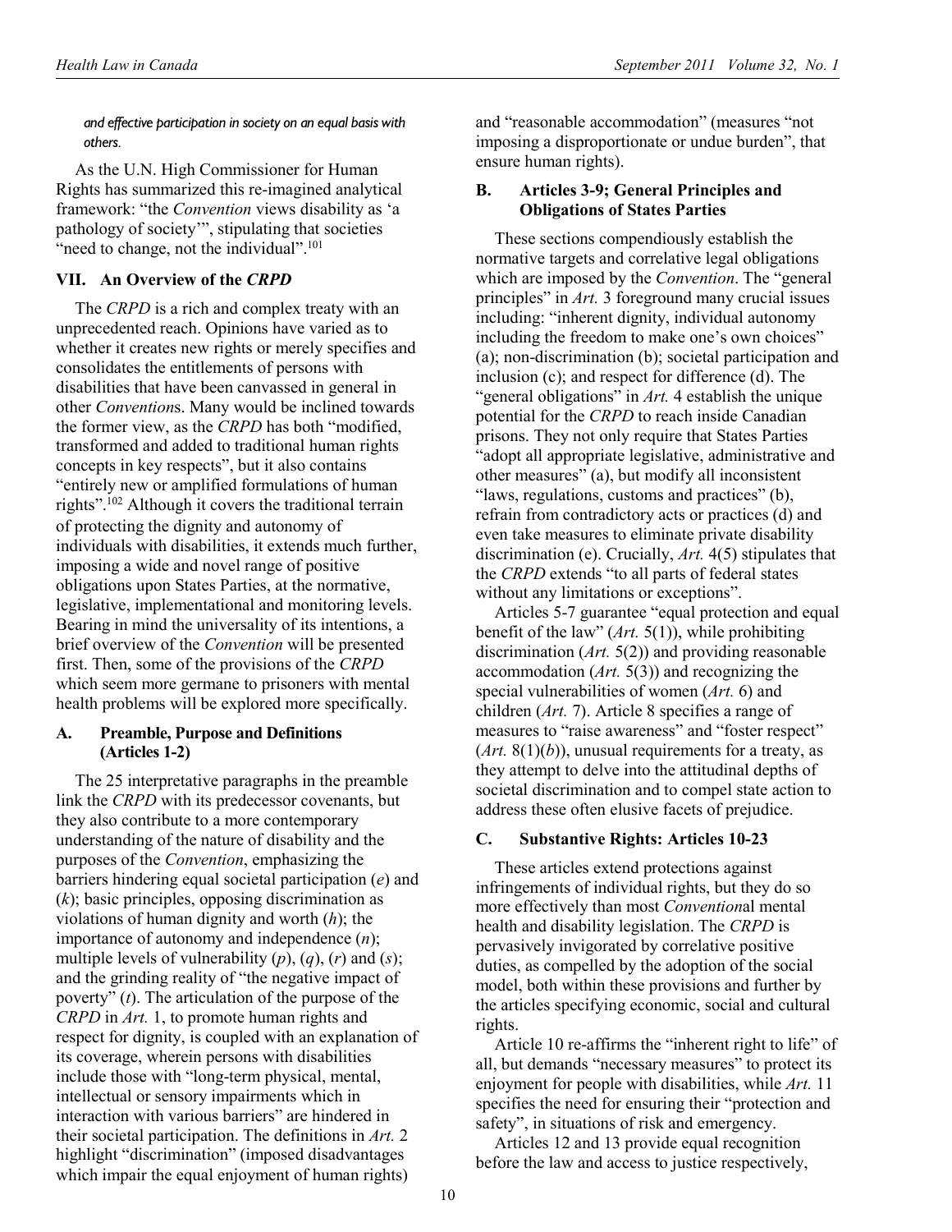*and effective participation in society on an equal basis with others.*

As the U.N. High Commissioner for Human Rights has summarized this re-imagined analytical framework: "the *Convention* views disability as 'a pathology of society'", stipulating that societies "need to change, not the individual".[101]

## VII. An Overview of the *CRPD*

The *CRPD* is a rich and complex treaty with an unprecedented reach. Opinions have varied as to whether it creates new rights or merely specifies and consolidates the entitlements of persons with disabilities that have been canvassed in general in other *Convention*s. Many would be inclined towards the former view, as the *CRPD* has both "modified, transformed and added to traditional human rights concepts in key respects", but it also contains "entirely new or amplified formulations of human rights".[102] Although it covers the traditional terrain of protecting the dignity and autonomy of individuals with disabilities, it extends much further, imposing a wide and novel range of positive obligations upon States Parties, at the normative, legislative, implementational and monitoring levels. Bearing in mind the universality of its intentions, a brief overview of the *Convention* will be presented first. Then, some of the provisions of the *CRPD* which seem more germane to prisoners with mental health problems will be explored more specifically.

### A. Preamble, Purpose and Definitions (Articles 1-2)

The 25 interpretative paragraphs in the preamble link the *CRPD* with its predecessor covenants, but they also contribute to a more contemporary understanding of the nature of disability and the purposes of the *Convention*, emphasizing the barriers hindering equal societal participation (*e*) and (*k*); basic principles, opposing discrimination as violations of human dignity and worth (*h*); the importance of autonomy and independence (*n*); multiple levels of vulnerability (*p*), (*q*), (*r*) and (*s*); and the grinding reality of "the negative impact of poverty" (*t*). The articulation of the purpose of the *CRPD* in *Art.* 1, to promote human rights and respect for dignity, is coupled with an explanation of its coverage, wherein persons with disabilities include those with "long-term physical, mental, intellectual or sensory impairments which in interaction with various barriers" are hindered in their societal participation. The definitions in *Art.* 2 highlight "discrimination" (imposed disadvantages which impair the equal enjoyment of human rights) and "reasonable accommodation" (measures "not imposing a disproportionate or undue burden", that ensure human rights).

### B. Articles 3-9; General Principles and Obligations of States Parties

These sections compendiously establish the normative targets and correlative legal obligations which are imposed by the *Convention*. The "general principles" in *Art.* 3 foreground many crucial issues including: "inherent dignity, individual autonomy including the freedom to make one's own choices" (a); non-discrimination (b); societal participation and inclusion (c); and respect for difference (d). The "general obligations" in *Art.* 4 establish the unique potential for the *CRPD* to reach inside Canadian prisons. They not only require that States Parties "adopt all appropriate legislative, administrative and other measures" (a), but modify all inconsistent "laws, regulations, customs and practices" (b), refrain from contradictory acts or practices (d) and even take measures to eliminate private disability discrimination (e). Crucially, *Art.* 4(5) stipulates that the *CRPD* extends "to all parts of federal states without any limitations or exceptions".

Articles 5-7 guarantee "equal protection and equal benefit of the law" (*Art.* 5(1)), while prohibiting discrimination (*Art.* 5(2)) and providing reasonable accommodation (*Art.* 5(3)) and recognizing the special vulnerabilities of women (*Art.* 6) and children (*Art.* 7). Article 8 specifies a range of measures to "raise awareness" and "foster respect" (*Art.* 8(1)(*b*)), unusual requirements for a treaty, as they attempt to delve into the attitudinal depths of societal discrimination and to compel state action to address these often elusive facets of prejudice.

### C. Substantive Rights: Articles 10-23

These articles extend protections against infringements of individual rights, but they do so more effectively than most *Convention*al mental health and disability legislation. The *CRPD* is pervasively invigorated by correlative positive duties, as compelled by the adoption of the social model, both within these provisions and further by the articles specifying economic, social and cultural rights.

Article 10 re-affirms the "inherent right to life" of all, but demands "necessary measures" to protect its enjoyment for people with disabilities, while *Art.* 11 specifies the need for ensuring their "protection and safety", in situations of risk and emergency.

Articles 12 and 13 provide equal recognition before the law and access to justice respectively,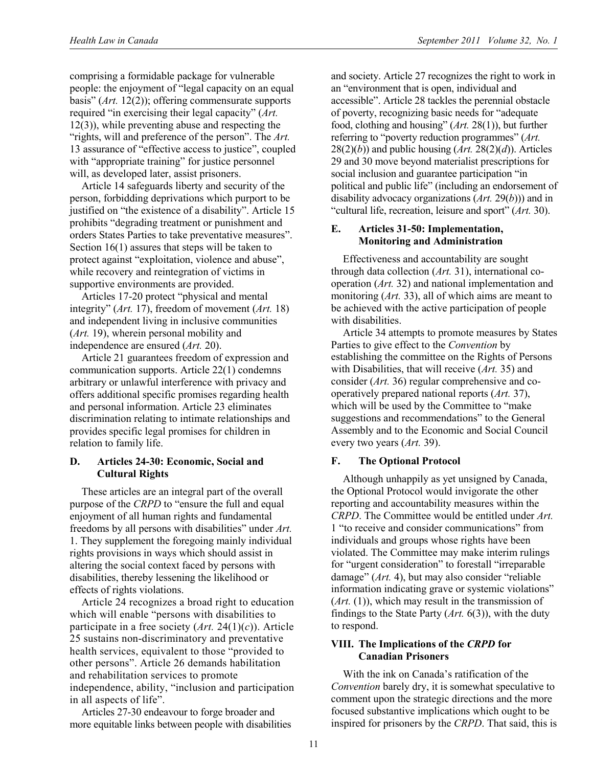comprising a formidable package for vulnerable people: the enjoyment of "legal capacity on an equal basis" (*Art.* 12(2)); offering commensurate supports required "in exercising their legal capacity" (*Art.* 12(3)), while preventing abuse and respecting the "rights, will and preference of the person". The *Art.* 13 assurance of "effective access to justice", coupled with "appropriate training" for justice personnel will, as developed later, assist prisoners.

Article 14 safeguards liberty and security of the person, forbidding deprivations which purport to be justified on "the existence of a disability". Article 15 prohibits "degrading treatment or punishment and orders States Parties to take preventative measures". Section 16(1) assures that steps will be taken to protect against "exploitation, violence and abuse", while recovery and reintegration of victims in supportive environments are provided.

Articles 17-20 protect "physical and mental integrity" (*Art.* 17), freedom of movement (*Art.* 18) and independent living in inclusive communities (*Art.* 19), wherein personal mobility and independence are ensured (*Art.* 20).

Article 21 guarantees freedom of expression and communication supports. Article 22(1) condemns arbitrary or unlawful interference with privacy and offers additional specific promises regarding health and personal information. Article 23 eliminates discrimination relating to intimate relationships and provides specific legal promises for children in relation to family life.

### D. Articles 24-30: Economic, Social and Cultural Rights

These articles are an integral part of the overall purpose of the *CRPD* to "ensure the full and equal enjoyment of all human rights and fundamental freedoms by all persons with disabilities" under *Art.* 1. They supplement the foregoing mainly individual rights provisions in ways which should assist in altering the social context faced by persons with disabilities, thereby lessening the likelihood or effects of rights violations.

Article 24 recognizes a broad right to education which will enable "persons with disabilities to participate in a free society (*Art.* 24(1)(*c*)). Article 25 sustains non-discriminatory and preventative health services, equivalent to those "provided to other persons". Article 26 demands habilitation and rehabilitation services to promote independence, ability, "inclusion and participation in all aspects of life".

Articles 27-30 endeavour to forge broader and more equitable links between people with disabilities and society. Article 27 recognizes the right to work in an "environment that is open, individual and accessible". Article 28 tackles the perennial obstacle of poverty, recognizing basic needs for "adequate food, clothing and housing" (*Art.* 28(1)), but further referring to "poverty reduction programmes" (*Art.* 28(2)(*b*)) and public housing (*Art.* 28(2)(*d*)). Articles 29 and 30 move beyond materialist prescriptions for social inclusion and guarantee participation "in political and public life" (including an endorsement of disability advocacy organizations (*Art.* 29(*b*))) and in "cultural life, recreation, leisure and sport" (*Art.* 30).

### E. Articles 31-50: Implementation, Monitoring and Administration

Effectiveness and accountability are sought through data collection (*Art.* 31), international co-operation (*Art.* 32) and national implementation and monitoring (*Art.* 33), all of which aims are meant to be achieved with the active participation of people with disabilities.

Article 34 attempts to promote measures by States Parties to give effect to the *Convention* by establishing the committee on the Rights of Persons with Disabilities, that will receive (*Art.* 35) and consider (*Art.* 36) regular comprehensive and co-operatively prepared national reports (*Art.* 37), which will be used by the Committee to "make suggestions and recommendations" to the General Assembly and to the Economic and Social Council every two years (*Art.* 39).

### F. The Optional Protocol

Although unhappily as yet unsigned by Canada, the Optional Protocol would invigorate the other reporting and accountability measures within the *CRPD*. The Committee would be entitled under *Art.* 1 "to receive and consider communications" from individuals and groups whose rights have been violated. The Committee may make interim rulings for "urgent consideration" to forestall "irreparable damage" (*Art.* 4), but may also consider "reliable information indicating grave or systemic violations" (*Art.* (1)), which may result in the transmission of findings to the State Party (*Art.* 6(3)), with the duty to respond.

## VIII. The Implications of the *CRPD* for Canadian Prisoners

With the ink on Canada's ratification of the *Convention* barely dry, it is somewhat speculative to comment upon the strategic directions and the more focused substantive implications which ought to be inspired for prisoners by the *CRPD*. That said, this is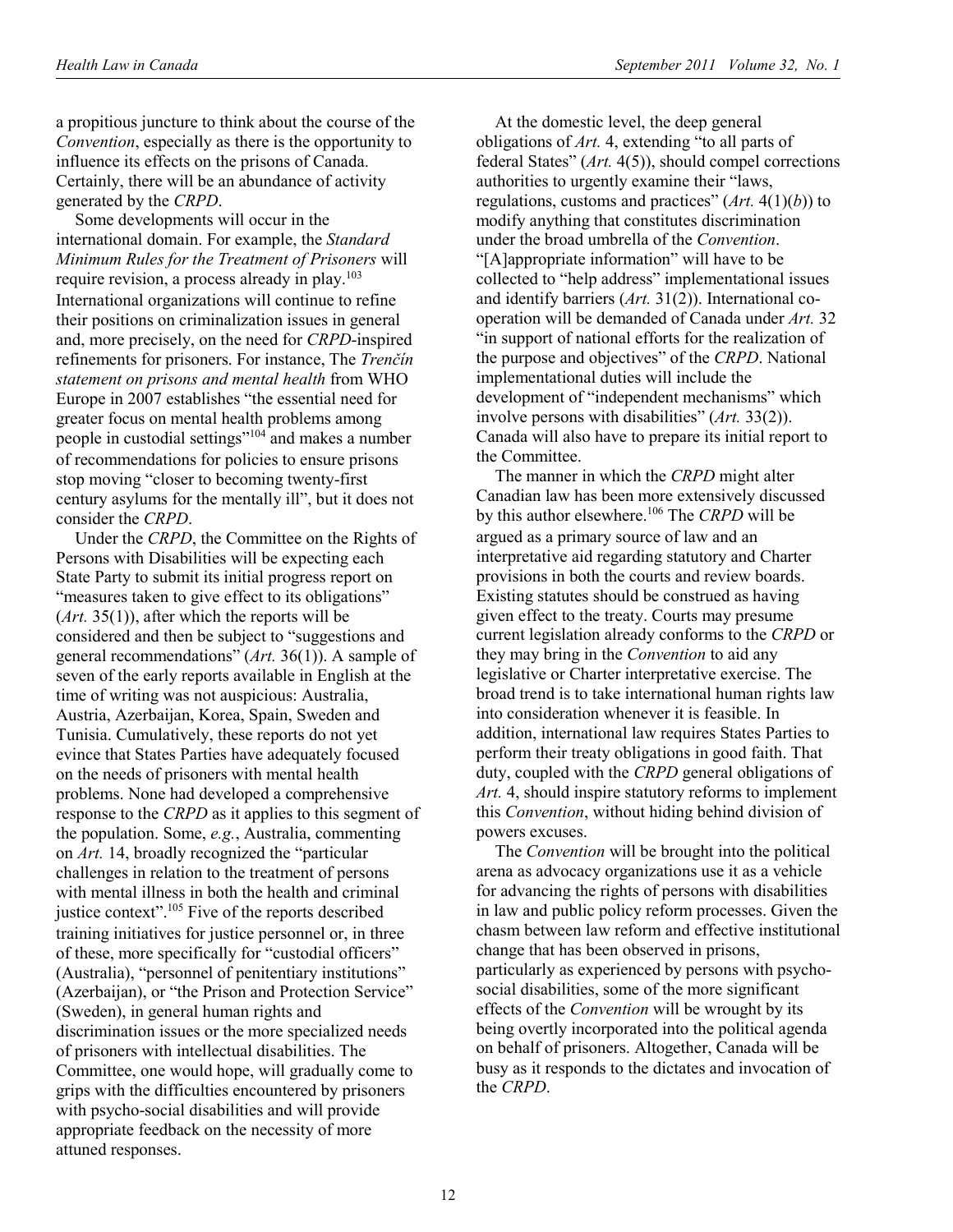a propitious juncture to think about the course of the *Convention*, especially as there is the opportunity to influence its effects on the prisons of Canada. Certainly, there will be an abundance of activity generated by the *CRPD*.

Some developments will occur in the international domain. For example, the *Standard Minimum Rules for the Treatment of Prisoners* will require revision, a process already in play.[103] International organizations will continue to refine their positions on criminalization issues in general and, more precisely, on the need for *CRPD*-inspired refinements for prisoners. For instance, The *Trenčín statement on prisons and mental health* from WHO Europe in 2007 establishes "the essential need for greater focus on mental health problems among people in custodial settings"[104] and makes a number of recommendations for policies to ensure prisons stop moving "closer to becoming twenty-first century asylums for the mentally ill", but it does not consider the *CRPD*.

Under the *CRPD*, the Committee on the Rights of Persons with Disabilities will be expecting each State Party to submit its initial progress report on "measures taken to give effect to its obligations" (*Art.* 35(1)), after which the reports will be considered and then be subject to "suggestions and general recommendations" (*Art.* 36(1)). A sample of seven of the early reports available in English at the time of writing was not auspicious: Australia, Austria, Azerbaijan, Korea, Spain, Sweden and Tunisia. Cumulatively, these reports do not yet evince that States Parties have adequately focused on the needs of prisoners with mental health problems. None had developed a comprehensive response to the *CRPD* as it applies to this segment of the population. Some, *e.g.*, Australia, commenting on *Art.* 14, broadly recognized the "particular challenges in relation to the treatment of persons with mental illness in both the health and criminal justice context".[105] Five of the reports described training initiatives for justice personnel or, in three of these, more specifically for "custodial officers" (Australia), "personnel of penitentiary institutions" (Azerbaijan), or "the Prison and Protection Service" (Sweden), in general human rights and discrimination issues or the more specialized needs of prisoners with intellectual disabilities. The Committee, one would hope, will gradually come to grips with the difficulties encountered by prisoners with psycho-social disabilities and will provide appropriate feedback on the necessity of more attuned responses.

At the domestic level, the deep general obligations of *Art.* 4, extending "to all parts of federal States" (*Art.* 4(5)), should compel corrections authorities to urgently examine their "laws, regulations, customs and practices" (*Art.* 4(1)(*b*)) to modify anything that constitutes discrimination under the broad umbrella of the *Convention*. "[A]ppropriate information" will have to be collected to "help address" implementational issues and identify barriers (*Art.* 31(2)). International co-operation will be demanded of Canada under *Art.* 32 "in support of national efforts for the realization of the purpose and objectives" of the *CRPD*. National implementational duties will include the development of "independent mechanisms" which involve persons with disabilities" (*Art.* 33(2)). Canada will also have to prepare its initial report to the Committee.

The manner in which the *CRPD* might alter Canadian law has been more extensively discussed by this author elsewhere.[106] The *CRPD* will be argued as a primary source of law and an interpretative aid regarding statutory and Charter provisions in both the courts and review boards. Existing statutes should be construed as having given effect to the treaty. Courts may presume current legislation already conforms to the *CRPD* or they may bring in the *Convention* to aid any legislative or Charter interpretative exercise. The broad trend is to take international human rights law into consideration whenever it is feasible. In addition, international law requires States Parties to perform their treaty obligations in good faith. That duty, coupled with the *CRPD* general obligations of *Art.* 4, should inspire statutory reforms to implement this *Convention*, without hiding behind division of powers excuses.

The *Convention* will be brought into the political arena as advocacy organizations use it as a vehicle for advancing the rights of persons with disabilities in law and public policy reform processes. Given the chasm between law reform and effective institutional change that has been observed in prisons, particularly as experienced by persons with psycho-social disabilities, some of the more significant effects of the *Convention* will be wrought by its being overtly incorporated into the political agenda on behalf of prisoners. Altogether, Canada will be busy as it responds to the dictates and invocation of the *CRPD*.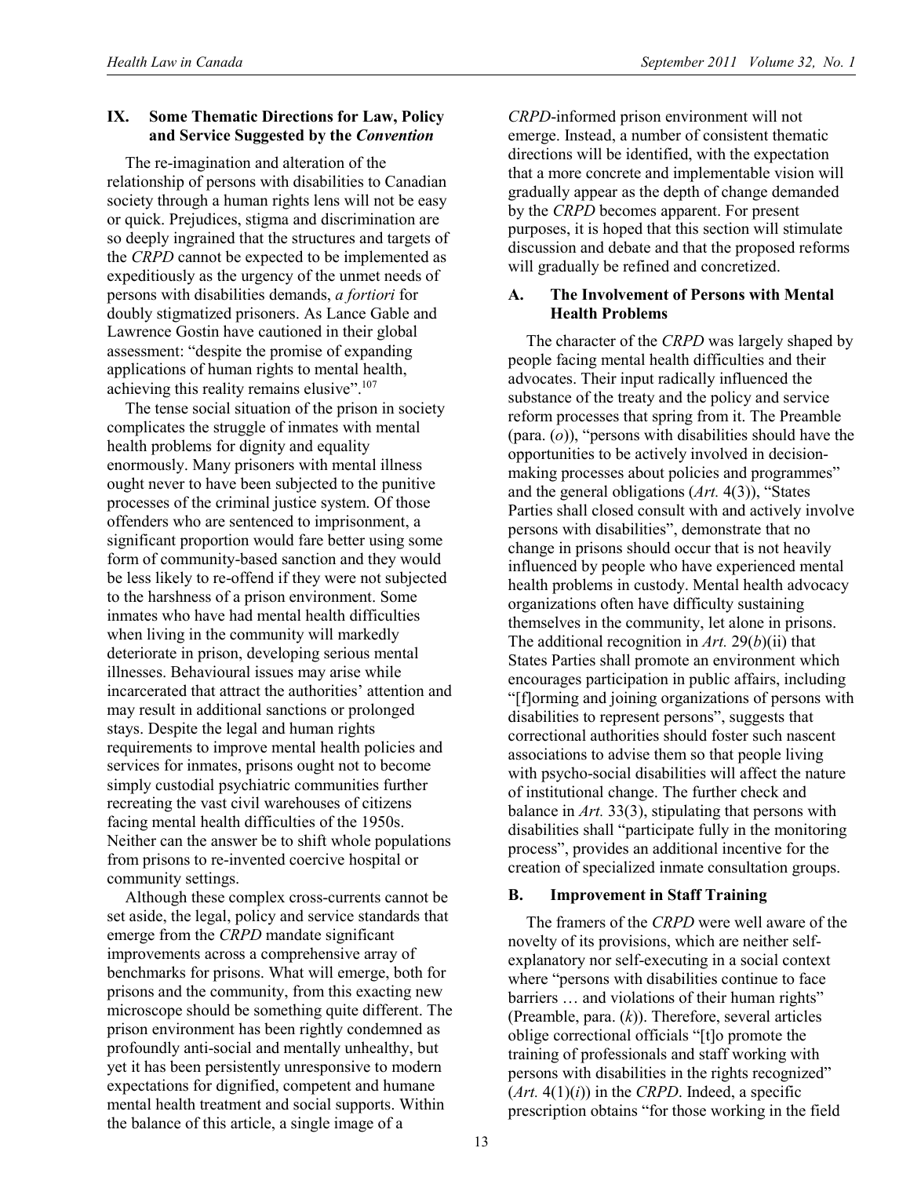## IX. Some Thematic Directions for Law, Policy and Service Suggested by the *Convention*

The re-imagination and alteration of the relationship of persons with disabilities to Canadian society through a human rights lens will not be easy or quick. Prejudices, stigma and discrimination are so deeply ingrained that the structures and targets of the *CRPD* cannot be expected to be implemented as expeditiously as the urgency of the unmet needs of persons with disabilities demands, *a fortiori* for doubly stigmatized prisoners. As Lance Gable and Lawrence Gostin have cautioned in their global assessment: "despite the promise of expanding applications of human rights to mental health, achieving this reality remains elusive".[107]

The tense social situation of the prison in society complicates the struggle of inmates with mental health problems for dignity and equality enormously. Many prisoners with mental illness ought never to have been subjected to the punitive processes of the criminal justice system. Of those offenders who are sentenced to imprisonment, a significant proportion would fare better using some form of community-based sanction and they would be less likely to re-offend if they were not subjected to the harshness of a prison environment. Some inmates who have had mental health difficulties when living in the community will markedly deteriorate in prison, developing serious mental illnesses. Behavioural issues may arise while incarcerated that attract the authorities' attention and may result in additional sanctions or prolonged stays. Despite the legal and human rights requirements to improve mental health policies and services for inmates, prisons ought not to become simply custodial psychiatric communities further recreating the vast civil warehouses of citizens facing mental health difficulties of the 1950s. Neither can the answer be to shift whole populations from prisons to re-invented coercive hospital or community settings.

Although these complex cross-currents cannot be set aside, the legal, policy and service standards that emerge from the *CRPD* mandate significant improvements across a comprehensive array of benchmarks for prisons. What will emerge, both for prisons and the community, from this exacting new microscope should be something quite different. The prison environment has been rightly condemned as profoundly anti-social and mentally unhealthy, but yet it has been persistently unresponsive to modern expectations for dignified, competent and humane mental health treatment and social supports. Within the balance of this article, a single image of a *CRPD*-informed prison environment will not emerge. Instead, a number of consistent thematic directions will be identified, with the expectation that a more concrete and implementable vision will gradually appear as the depth of change demanded by the *CRPD* becomes apparent. For present purposes, it is hoped that this section will stimulate discussion and debate and that the proposed reforms will gradually be refined and concretized.

### A. The Involvement of Persons with Mental Health Problems

The character of the *CRPD* was largely shaped by people facing mental health difficulties and their advocates. Their input radically influenced the substance of the treaty and the policy and service reform processes that spring from it. The Preamble (para. (*o*)), "persons with disabilities should have the opportunities to be actively involved in decision-making processes about policies and programmes" and the general obligations (*Art.* 4(3)), "States Parties shall closed consult with and actively involve persons with disabilities", demonstrate that no change in prisons should occur that is not heavily influenced by people who have experienced mental health problems in custody. Mental health advocacy organizations often have difficulty sustaining themselves in the community, let alone in prisons. The additional recognition in *Art.* 29(*b*)(ii) that States Parties shall promote an environment which encourages participation in public affairs, including "[f]orming and joining organizations of persons with disabilities to represent persons", suggests that correctional authorities should foster such nascent associations to advise them so that people living with psycho-social disabilities will affect the nature of institutional change. The further check and balance in *Art.* 33(3), stipulating that persons with disabilities shall "participate fully in the monitoring process", provides an additional incentive for the creation of specialized inmate consultation groups.

### B. Improvement in Staff Training

The framers of the *CRPD* were well aware of the novelty of its provisions, which are neither self-explanatory nor self-executing in a social context where "persons with disabilities continue to face barriers … and violations of their human rights" (Preamble, para. (*k*)). Therefore, several articles oblige correctional officials "[t]o promote the training of professionals and staff working with persons with disabilities in the rights recognized" (*Art.* 4(1)(*i*)) in the *CRPD*. Indeed, a specific prescription obtains "for those working in the field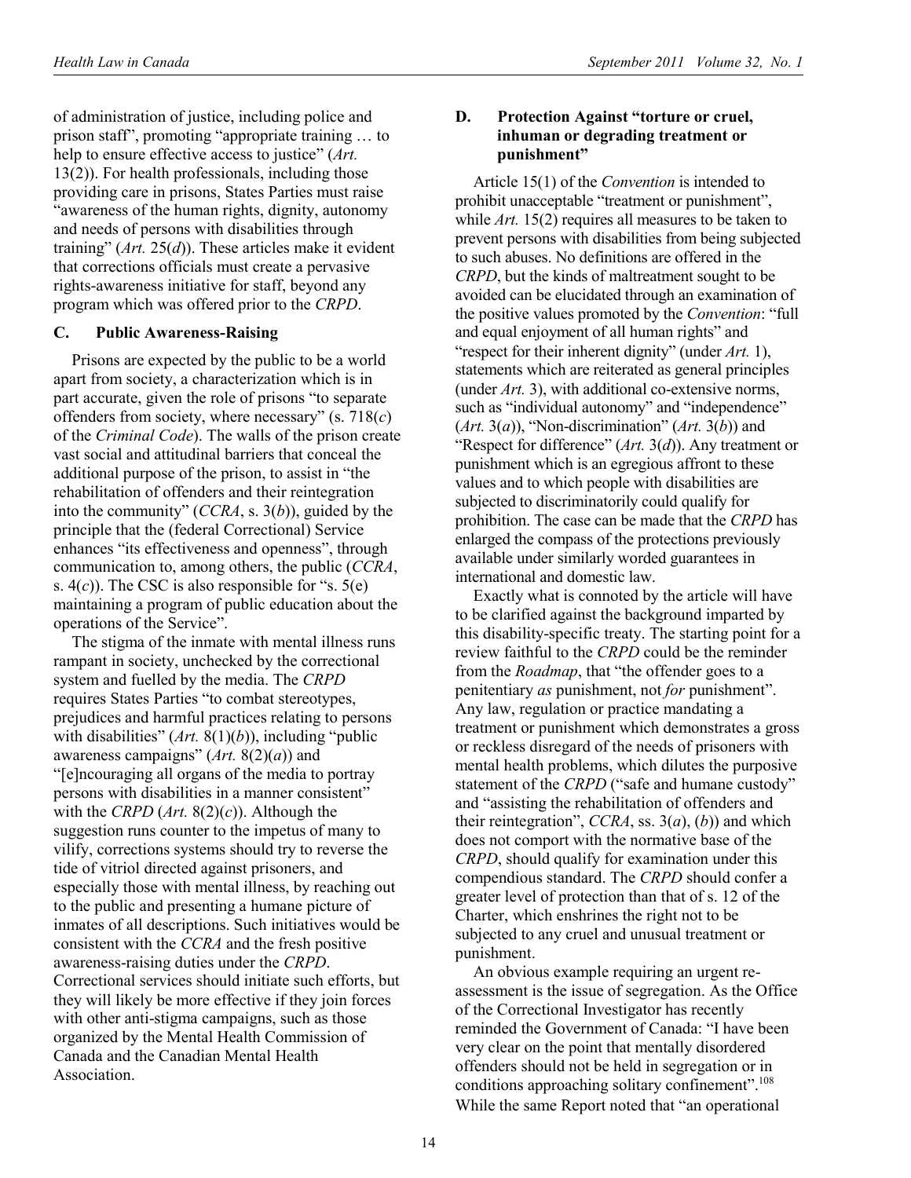of administration of justice, including police and prison staff", promoting "appropriate training … to help to ensure effective access to justice" (*Art.* 13(2)). For health professionals, including those providing care in prisons, States Parties must raise "awareness of the human rights, dignity, autonomy and needs of persons with disabilities through training" (*Art.* 25(*d*)). These articles make it evident that corrections officials must create a pervasive rights-awareness initiative for staff, beyond any program which was offered prior to the *CRPD*.

### C. Public Awareness-Raising

Prisons are expected by the public to be a world apart from society, a characterization which is in part accurate, given the role of prisons "to separate offenders from society, where necessary" (s. 718(*c*) of the *Criminal Code*). The walls of the prison create vast social and attitudinal barriers that conceal the additional purpose of the prison, to assist in "the rehabilitation of offenders and their reintegration into the community" (*CCRA*, s. 3(*b*)), guided by the principle that the (federal Correctional) Service enhances "its effectiveness and openness", through communication to, among others, the public (*CCRA*, s. 4(*c*)). The CSC is also responsible for "s. 5(e) maintaining a program of public education about the operations of the Service".

The stigma of the inmate with mental illness runs rampant in society, unchecked by the correctional system and fuelled by the media. The *CRPD* requires States Parties "to combat stereotypes, prejudices and harmful practices relating to persons with disabilities" (*Art.* 8(1)(*b*)), including "public awareness campaigns" (*Art.* 8(2)(*a*)) and "[e]ncouraging all organs of the media to portray persons with disabilities in a manner consistent" with the *CRPD* (*Art.* 8(2)(*c*)). Although the suggestion runs counter to the impetus of many to vilify, corrections systems should try to reverse the tide of vitriol directed against prisoners, and especially those with mental illness, by reaching out to the public and presenting a humane picture of inmates of all descriptions. Such initiatives would be consistent with the *CCRA* and the fresh positive awareness-raising duties under the *CRPD*. Correctional services should initiate such efforts, but they will likely be more effective if they join forces with other anti-stigma campaigns, such as those organized by the Mental Health Commission of Canada and the Canadian Mental Health Association.

### D. Protection Against "torture or cruel, inhuman or degrading treatment or punishment"

Article 15(1) of the *Convention* is intended to prohibit unacceptable "treatment or punishment", while *Art.* 15(2) requires all measures to be taken to prevent persons with disabilities from being subjected to such abuses. No definitions are offered in the *CRPD*, but the kinds of maltreatment sought to be avoided can be elucidated through an examination of the positive values promoted by the *Convention*: "full and equal enjoyment of all human rights" and "respect for their inherent dignity" (under *Art.* 1), statements which are reiterated as general principles (under *Art.* 3), with additional co-extensive norms, such as "individual autonomy" and "independence" (*Art.* 3(*a*)), "Non-discrimination" (*Art.* 3(*b*)) and "Respect for difference" (*Art.* 3(*d*)). Any treatment or punishment which is an egregious affront to these values and to which people with disabilities are subjected to discriminatorily could qualify for prohibition. The case can be made that the *CRPD* has enlarged the compass of the protections previously available under similarly worded guarantees in international and domestic law.

Exactly what is connoted by the article will have to be clarified against the background imparted by this disability-specific treaty. The starting point for a review faithful to the *CRPD* could be the reminder from the *Roadmap*, that "the offender goes to a penitentiary *as* punishment, not *for* punishment". Any law, regulation or practice mandating a treatment or punishment which demonstrates a gross or reckless disregard of the needs of prisoners with mental health problems, which dilutes the purposive statement of the *CRPD* ("safe and humane custody" and "assisting the rehabilitation of offenders and their reintegration", *CCRA*, ss. 3(*a*), (*b*)) and which does not comport with the normative base of the *CRPD*, should qualify for examination under this compendious standard. The *CRPD* should confer a greater level of protection than that of s. 12 of the Charter, which enshrines the right not to be subjected to any cruel and unusual treatment or punishment.

An obvious example requiring an urgent re-assessment is the issue of segregation. As the Office of the Correctional Investigator has recently reminded the Government of Canada: "I have been very clear on the point that mentally disordered offenders should not be held in segregation or in conditions approaching solitary confinement".[108] While the same Report noted that "an operational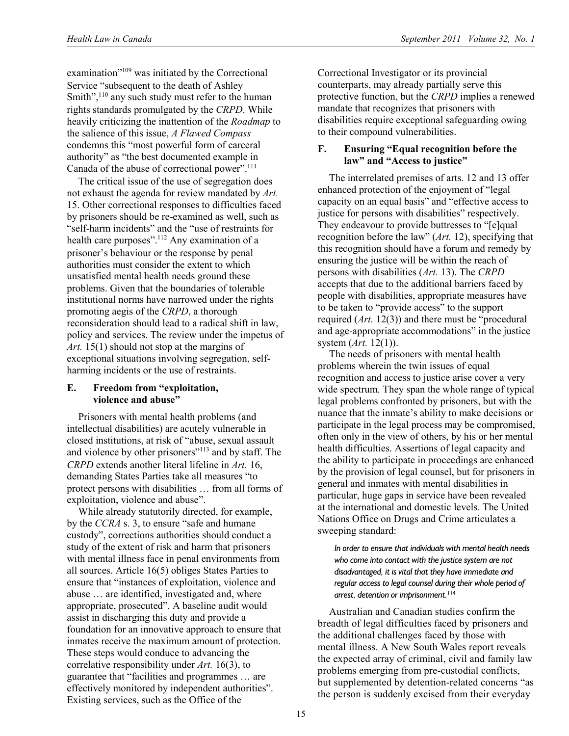examination"[109] was initiated by the Correctional Service "subsequent to the death of Ashley Smith",[110] any such study must refer to the human rights standards promulgated by the *CRPD*. While heavily criticizing the inattention of the *Roadmap* to the salience of this issue, *A Flawed Compass* condemns this "most powerful form of carceral authority" as "the best documented example in Canada of the abuse of correctional power".[111]

The critical issue of the use of segregation does not exhaust the agenda for review mandated by *Art.* 15. Other correctional responses to difficulties faced by prisoners should be re-examined as well, such as "self-harm incidents" and the "use of restraints for health care purposes".[112] Any examination of a prisoner's behaviour or the response by penal authorities must consider the extent to which unsatisfied mental health needs ground these problems. Given that the boundaries of tolerable institutional norms have narrowed under the rights promoting aegis of the *CRPD*, a thorough reconsideration should lead to a radical shift in law, policy and services. The review under the impetus of *Art.* 15(1) should not stop at the margins of exceptional situations involving segregation, self-harming incidents or the use of restraints.

### E. Freedom from "exploitation, violence and abuse"

Prisoners with mental health problems (and intellectual disabilities) are acutely vulnerable in closed institutions, at risk of "abuse, sexual assault and violence by other prisoners"[113] and by staff. The *CRPD* extends another literal lifeline in *Art.* 16, demanding States Parties take all measures "to protect persons with disabilities … from all forms of exploitation, violence and abuse".

While already statutorily directed, for example, by the *CCRA* s. 3, to ensure "safe and humane custody", corrections authorities should conduct a study of the extent of risk and harm that prisoners with mental illness face in penal environments from all sources. Article 16(5) obliges States Parties to ensure that "instances of exploitation, violence and abuse … are identified, investigated and, where appropriate, prosecuted". A baseline audit would assist in discharging this duty and provide a foundation for an innovative approach to ensure that inmates receive the maximum amount of protection. These steps would conduce to advancing the correlative responsibility under *Art.* 16(3), to guarantee that "facilities and programmes … are effectively monitored by independent authorities". Existing services, such as the Office of the Correctional Investigator or its provincial counterparts, may already partially serve this protective function, but the *CRPD* implies a renewed mandate that recognizes that prisoners with disabilities require exceptional safeguarding owing to their compound vulnerabilities.

### F. Ensuring "Equal recognition before the law" and "Access to justice"

The interrelated premises of arts. 12 and 13 offer enhanced protection of the enjoyment of "legal capacity on an equal basis" and "effective access to justice for persons with disabilities" respectively. They endeavour to provide buttresses to "[e]qual recognition before the law" (*Art.* 12), specifying that this recognition should have a forum and remedy by ensuring the justice will be within the reach of persons with disabilities (*Art.* 13). The *CRPD* accepts that due to the additional barriers faced by people with disabilities, appropriate measures have to be taken to "provide access" to the support required (*Art.* 12(3)) and there must be "procedural and age-appropriate accommodations" in the justice system (*Art.* 12(1)).

The needs of prisoners with mental health problems wherein the twin issues of equal recognition and access to justice arise cover a very wide spectrum. They span the whole range of typical legal problems confronted by prisoners, but with the nuance that the inmate's ability to make decisions or participate in the legal process may be compromised, often only in the view of others, by his or her mental health difficulties. Assertions of legal capacity and the ability to participate in proceedings are enhanced by the provision of legal counsel, but for prisoners in general and inmates with mental disabilities in particular, huge gaps in service have been revealed at the international and domestic levels. The United Nations Office on Drugs and Crime articulates a sweeping standard:

> *In order to ensure that individuals with mental health needs who come into contact with the justice system are not disadvantaged, it is vital that they have immediate and regular access to legal counsel during their whole period of arrest, detention or imprisonment.*[114]

Australian and Canadian studies confirm the breadth of legal difficulties faced by prisoners and the additional challenges faced by those with mental illness. A New South Wales report reveals the expected array of criminal, civil and family law problems emerging from pre-custodial conflicts, but supplemented by detention-related concerns "as the person is suddenly excised from their everyday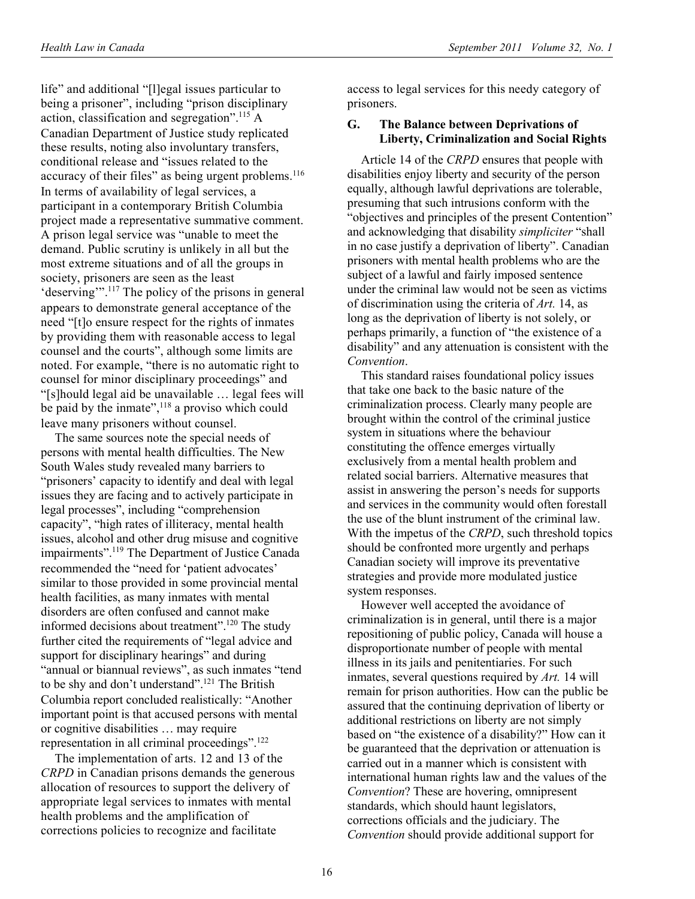life" and additional "[l]egal issues particular to being a prisoner", including "prison disciplinary action, classification and segregation".[115] A Canadian Department of Justice study replicated these results, noting also involuntary transfers, conditional release and "issues related to the accuracy of their files" as being urgent problems.[116] In terms of availability of legal services, a participant in a contemporary British Columbia project made a representative summative comment. A prison legal service was "unable to meet the demand. Public scrutiny is unlikely in all but the most extreme situations and of all the groups in society, prisoners are seen as the least 'deserving'".[117] The policy of the prisons in general appears to demonstrate general acceptance of the need "[t]o ensure respect for the rights of inmates by providing them with reasonable access to legal counsel and the courts", although some limits are noted. For example, "there is no automatic right to counsel for minor disciplinary proceedings" and "[s]hould legal aid be unavailable … legal fees will be paid by the inmate",[118] a proviso which could leave many prisoners without counsel.

The same sources note the special needs of persons with mental health difficulties. The New South Wales study revealed many barriers to "prisoners' capacity to identify and deal with legal issues they are facing and to actively participate in legal processes", including "comprehension capacity", "high rates of illiteracy, mental health issues, alcohol and other drug misuse and cognitive impairments".[119] The Department of Justice Canada recommended the "need for 'patient advocates' similar to those provided in some provincial mental health facilities, as many inmates with mental disorders are often confused and cannot make informed decisions about treatment".[120] The study further cited the requirements of "legal advice and support for disciplinary hearings" and during "annual or biannual reviews", as such inmates "tend to be shy and don't understand".[121] The British Columbia report concluded realistically: "Another important point is that accused persons with mental or cognitive disabilities … may require representation in all criminal proceedings".[122]

The implementation of arts. 12 and 13 of the *CRPD* in Canadian prisons demands the generous allocation of resources to support the delivery of appropriate legal services to inmates with mental health problems and the amplification of corrections policies to recognize and facilitate access to legal services for this needy category of prisoners.

### G. The Balance between Deprivations of Liberty, Criminalization and Social Rights

Article 14 of the *CRPD* ensures that people with disabilities enjoy liberty and security of the person equally, although lawful deprivations are tolerable, presuming that such intrusions conform with the "objectives and principles of the present Contention" and acknowledging that disability *simpliciter* "shall in no case justify a deprivation of liberty". Canadian prisoners with mental health problems who are the subject of a lawful and fairly imposed sentence under the criminal law would not be seen as victims of discrimination using the criteria of *Art.* 14, as long as the deprivation of liberty is not solely, or perhaps primarily, a function of "the existence of a disability" and any attenuation is consistent with the *Convention*.

This standard raises foundational policy issues that take one back to the basic nature of the criminalization process. Clearly many people are brought within the control of the criminal justice system in situations where the behaviour constituting the offence emerges virtually exclusively from a mental health problem and related social barriers. Alternative measures that assist in answering the person's needs for supports and services in the community would often forestall the use of the blunt instrument of the criminal law. With the impetus of the *CRPD*, such threshold topics should be confronted more urgently and perhaps Canadian society will improve its preventative strategies and provide more modulated justice system responses.

However well accepted the avoidance of criminalization is in general, until there is a major repositioning of public policy, Canada will house a disproportionate number of people with mental illness in its jails and penitentiaries. For such inmates, several questions required by *Art.* 14 will remain for prison authorities. How can the public be assured that the continuing deprivation of liberty or additional restrictions on liberty are not simply based on "the existence of a disability?" How can it be guaranteed that the deprivation or attenuation is carried out in a manner which is consistent with international human rights law and the values of the *Convention*? These are hovering, omnipresent standards, which should haunt legislators, corrections officials and the judiciary. The *Convention* should provide additional support for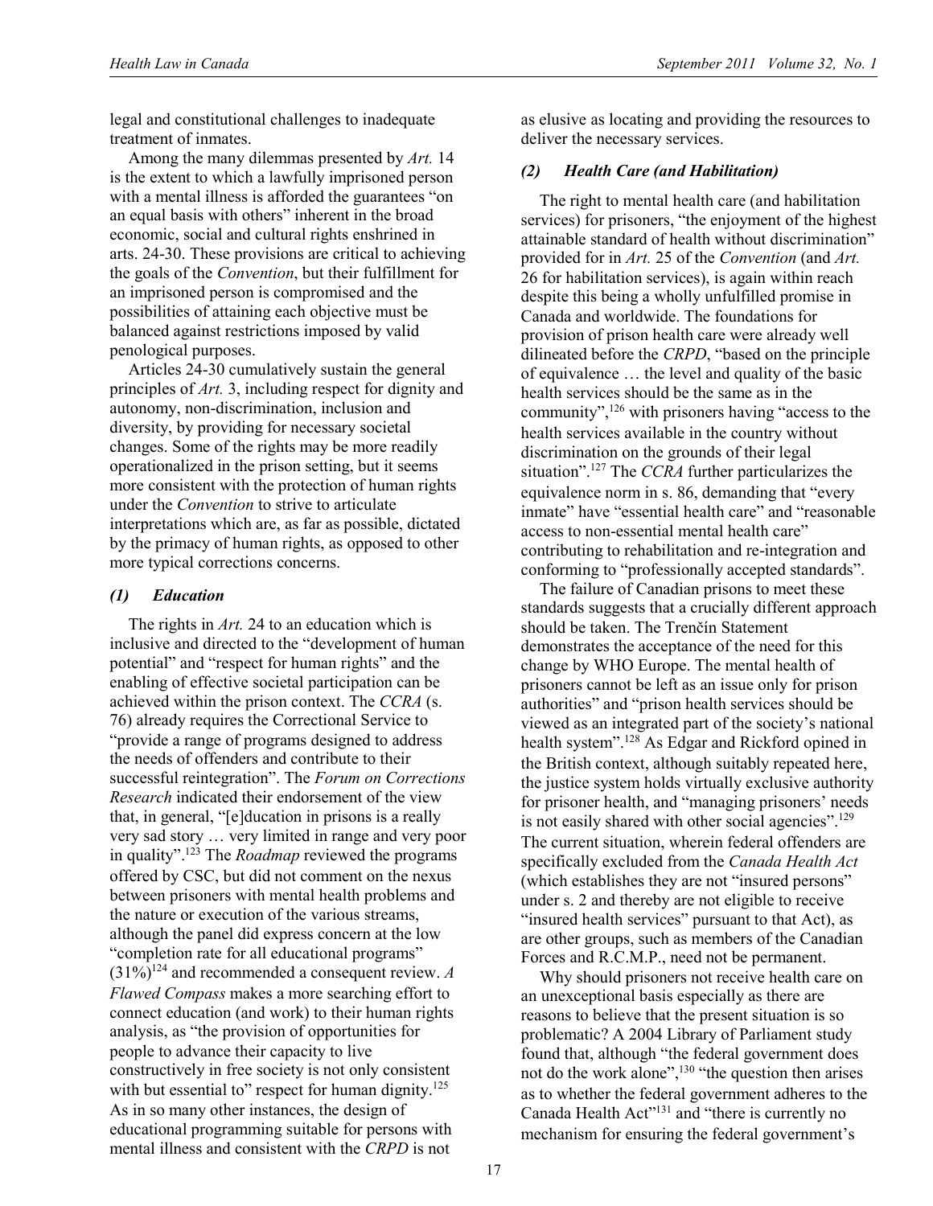legal and constitutional challenges to inadequate treatment of inmates.

Among the many dilemmas presented by *Art.* 14 is the extent to which a lawfully imprisoned person with a mental illness is afforded the guarantees "on an equal basis with others" inherent in the broad economic, social and cultural rights enshrined in arts. 24-30. These provisions are critical to achieving the goals of the *Convention*, but their fulfillment for an imprisoned person is compromised and the possibilities of attaining each objective must be balanced against restrictions imposed by valid penological purposes.

Articles 24-30 cumulatively sustain the general principles of *Art.* 3, including respect for dignity and autonomy, non-discrimination, inclusion and diversity, by providing for necessary societal changes. Some of the rights may be more readily operationalized in the prison setting, but it seems more consistent with the protection of human rights under the *Convention* to strive to articulate interpretations which are, as far as possible, dictated by the primacy of human rights, as opposed to other more typical corrections concerns.

### *(1) Education*

The rights in *Art.* 24 to an education which is inclusive and directed to the "development of human potential" and "respect for human rights" and the enabling of effective societal participation can be achieved within the prison context. The *CCRA* (s. 76) already requires the Correctional Service to "provide a range of programs designed to address the needs of offenders and contribute to their successful reintegration". The *Forum on Corrections Research* indicated their endorsement of the view that, in general, "[e]ducation in prisons is a really very sad story … very limited in range and very poor in quality".[123] The *Roadmap* reviewed the programs offered by CSC, but did not comment on the nexus between prisoners with mental health problems and the nature or execution of the various streams, although the panel did express concern at the low "completion rate for all educational programs" (31%)[124] and recommended a consequent review. *A Flawed Compass* makes a more searching effort to connect education (and work) to their human rights analysis, as "the provision of opportunities for people to advance their capacity to live constructively in free society is not only consistent with but essential to" respect for human dignity.[125] As in so many other instances, the design of educational programming suitable for persons with mental illness and consistent with the *CRPD* is not as elusive as locating and providing the resources to deliver the necessary services.

### *(2) Health Care (and Habilitation)*

The right to mental health care (and habilitation services) for prisoners, "the enjoyment of the highest attainable standard of health without discrimination" provided for in *Art.* 25 of the *Convention* (and *Art.* 26 for habilitation services), is again within reach despite this being a wholly unfulfilled promise in Canada and worldwide. The foundations for provision of prison health care were already well dilineated before the *CRPD*, "based on the principle of equivalence … the level and quality of the basic health services should be the same as in the community",[126] with prisoners having "access to the health services available in the country without discrimination on the grounds of their legal situation".[127] The *CCRA* further particularizes the equivalence norm in s. 86, demanding that "every inmate" have "essential health care" and "reasonable access to non-essential mental health care" contributing to rehabilitation and re-integration and conforming to "professionally accepted standards".

The failure of Canadian prisons to meet these standards suggests that a crucially different approach should be taken. The Trenčín Statement demonstrates the acceptance of the need for this change by WHO Europe. The mental health of prisoners cannot be left as an issue only for prison authorities" and "prison health services should be viewed as an integrated part of the society's national health system".[128] As Edgar and Rickford opined in the British context, although suitably repeated here, the justice system holds virtually exclusive authority for prisoner health, and "managing prisoners' needs is not easily shared with other social agencies".[129] The current situation, wherein federal offenders are specifically excluded from the *Canada Health Act* (which establishes they are not "insured persons" under s. 2 and thereby are not eligible to receive "insured health services" pursuant to that Act), as are other groups, such as members of the Canadian Forces and R.C.M.P., need not be permanent.

Why should prisoners not receive health care on an unexceptional basis especially as there are reasons to believe that the present situation is so problematic? A 2004 Library of Parliament study found that, although "the federal government does not do the work alone",[130] "the question then arises as to whether the federal government adheres to the Canada Health Act"[131] and "there is currently no mechanism for ensuring the federal government's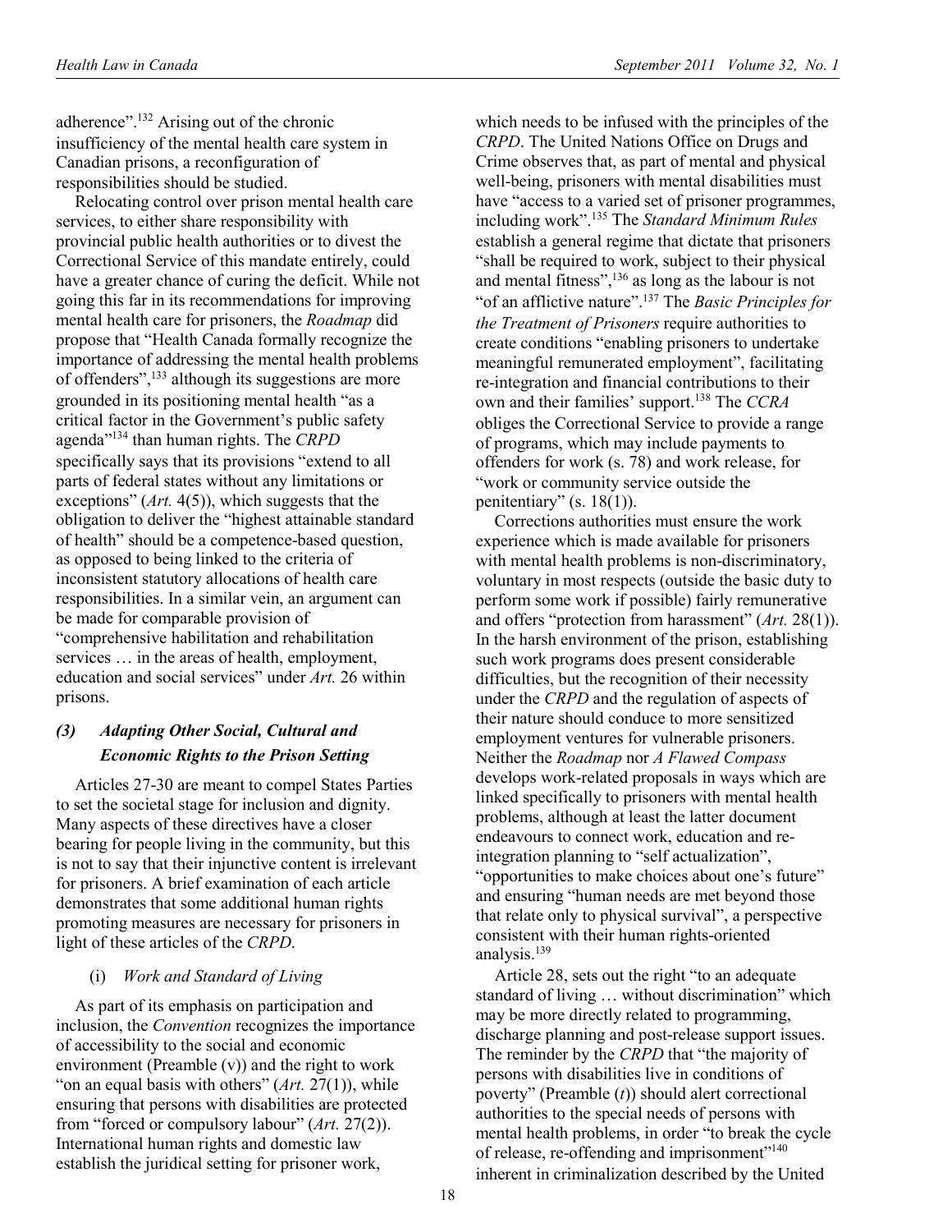adherence".[132] Arising out of the chronic insufficiency of the mental health care system in Canadian prisons, a reconfiguration of responsibilities should be studied.

Relocating control over prison mental health care services, to either share responsibility with provincial public health authorities or to divest the Correctional Service of this mandate entirely, could have a greater chance of curing the deficit. While not going this far in its recommendations for improving mental health care for prisoners, the *Roadmap* did propose that "Health Canada formally recognize the importance of addressing the mental health problems of offenders",[133] although its suggestions are more grounded in its positioning mental health "as a critical factor in the Government's public safety agenda"[134] than human rights. The *CRPD* specifically says that its provisions "extend to all parts of federal states without any limitations or exceptions" (*Art.* 4(5)), which suggests that the obligation to deliver the "highest attainable standard of health" should be a competence-based question, as opposed to being linked to the criteria of inconsistent statutory allocations of health care responsibilities. In a similar vein, an argument can be made for comparable provision of "comprehensive habilitation and rehabilitation services … in the areas of health, employment, education and social services" under *Art.* 26 within prisons.

### *(3) Adapting Other Social, Cultural and Economic Rights to the Prison Setting*

Articles 27-30 are meant to compel States Parties to set the societal stage for inclusion and dignity. Many aspects of these directives have a closer bearing for people living in the community, but this is not to say that their injunctive content is irrelevant for prisoners. A brief examination of each article demonstrates that some additional human rights promoting measures are necessary for prisoners in light of these articles of the *CRPD*.

#### (i) *Work and Standard of Living*

As part of its emphasis on participation and inclusion, the *Convention* recognizes the importance of accessibility to the social and economic environment (Preamble (v)) and the right to work "on an equal basis with others" (*Art.* 27(1)), while ensuring that persons with disabilities are protected from "forced or compulsory labour" (*Art.* 27(2)). International human rights and domestic law establish the juridical setting for prisoner work, which needs to be infused with the principles of the *CRPD*. The United Nations Office on Drugs and Crime observes that, as part of mental and physical well-being, prisoners with mental disabilities must have "access to a varied set of prisoner programmes, including work".[135] The *Standard Minimum Rules* establish a general regime that dictate that prisoners "shall be required to work, subject to their physical and mental fitness",[136] as long as the labour is not "of an afflictive nature".[137] The *Basic Principles for the Treatment of Prisoners* require authorities to create conditions "enabling prisoners to undertake meaningful remunerated employment", facilitating re-integration and financial contributions to their own and their families' support.[138] The *CCRA* obliges the Correctional Service to provide a range of programs, which may include payments to offenders for work (s. 78) and work release, for "work or community service outside the penitentiary" (s. 18(1)).

Corrections authorities must ensure the work experience which is made available for prisoners with mental health problems is non-discriminatory, voluntary in most respects (outside the basic duty to perform some work if possible) fairly remunerative and offers "protection from harassment" (*Art.* 28(1)). In the harsh environment of the prison, establishing such work programs does present considerable difficulties, but the recognition of their necessity under the *CRPD* and the regulation of aspects of their nature should conduce to more sensitized employment ventures for vulnerable prisoners. Neither the *Roadmap* nor *A Flawed Compass* develops work-related proposals in ways which are linked specifically to prisoners with mental health problems, although at least the latter document endeavours to connect work, education and re-integration planning to "self actualization", "opportunities to make choices about one's future" and ensuring "human needs are met beyond those that relate only to physical survival", a perspective consistent with their human rights-oriented analysis.[139]

Article 28, sets out the right "to an adequate standard of living … without discrimination" which may be more directly related to programming, discharge planning and post-release support issues. The reminder by the *CRPD* that "the majority of persons with disabilities live in conditions of poverty" (Preamble (*t*)) should alert correctional authorities to the special needs of persons with mental health problems, in order "to break the cycle of release, re-offending and imprisonment"[140] inherent in criminalization described by the United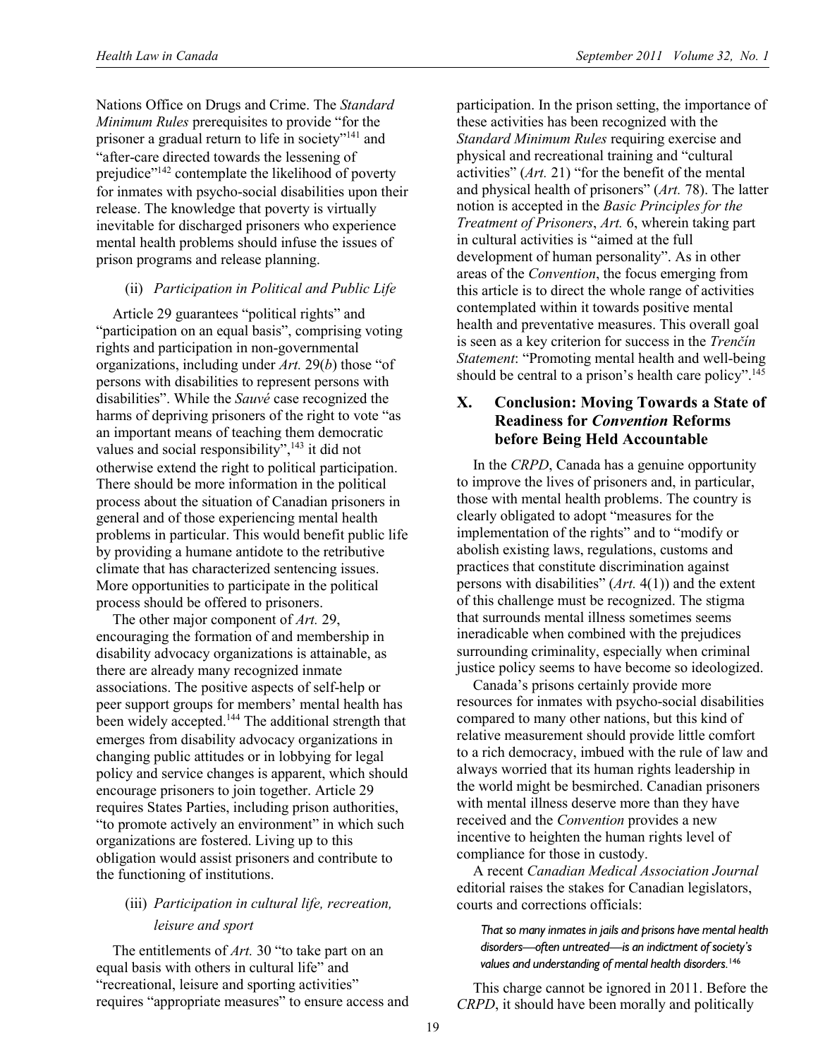Nations Office on Drugs and Crime. The *Standard Minimum Rules* prerequisites to provide "for the prisoner a gradual return to life in society"[141] and "after-care directed towards the lessening of prejudice"[142] contemplate the likelihood of poverty for inmates with psycho-social disabilities upon their release. The knowledge that poverty is virtually inevitable for discharged prisoners who experience mental health problems should infuse the issues of prison programs and release planning.

#### (ii) *Participation in Political and Public Life*

Article 29 guarantees "political rights" and "participation on an equal basis", comprising voting rights and participation in non-governmental organizations, including under *Art.* 29(*b*) those "of persons with disabilities to represent persons with disabilities". While the *Sauvé* case recognized the harms of depriving prisoners of the right to vote "as an important means of teaching them democratic values and social responsibility",[143] it did not otherwise extend the right to political participation. There should be more information in the political process about the situation of Canadian prisoners in general and of those experiencing mental health problems in particular. This would benefit public life by providing a humane antidote to the retributive climate that has characterized sentencing issues. More opportunities to participate in the political process should be offered to prisoners.

The other major component of *Art.* 29, encouraging the formation of and membership in disability advocacy organizations is attainable, as there are already many recognized inmate associations. The positive aspects of self-help or peer support groups for members' mental health has been widely accepted.[144] The additional strength that emerges from disability advocacy organizations in changing public attitudes or in lobbying for legal policy and service changes is apparent, which should encourage prisoners to join together. Article 29 requires States Parties, including prison authorities, "to promote actively an environment" in which such organizations are fostered. Living up to this obligation would assist prisoners and contribute to the functioning of institutions.

#### (iii) *Participation in cultural life, recreation, leisure and sport*

The entitlements of *Art.* 30 "to take part on an equal basis with others in cultural life" and "recreational, leisure and sporting activities" requires "appropriate measures" to ensure access and participation. In the prison setting, the importance of these activities has been recognized with the *Standard Minimum Rules* requiring exercise and physical and recreational training and "cultural activities" (*Art.* 21) "for the benefit of the mental and physical health of prisoners" (*Art.* 78). The latter notion is accepted in the *Basic Principles for the Treatment of Prisoners*, *Art.* 6, wherein taking part in cultural activities is "aimed at the full development of human personality". As in other areas of the *Convention*, the focus emerging from this article is to direct the whole range of activities contemplated within it towards positive mental health and preventative measures. This overall goal is seen as a key criterion for success in the *Trenčín Statement*: "Promoting mental health and well-being should be central to a prison's health care policy".[145]

## X. Conclusion: Moving Towards a State of Readiness for *Convention* Reforms before Being Held Accountable

In the *CRPD*, Canada has a genuine opportunity to improve the lives of prisoners and, in particular, those with mental health problems. The country is clearly obligated to adopt "measures for the implementation of the rights" and to "modify or abolish existing laws, regulations, customs and practices that constitute discrimination against persons with disabilities" (*Art.* 4(1)) and the extent of this challenge must be recognized. The stigma that surrounds mental illness sometimes seems ineradicable when combined with the prejudices surrounding criminality, especially when criminal justice policy seems to have become so ideologized.

Canada's prisons certainly provide more resources for inmates with psycho-social disabilities compared to many other nations, but this kind of relative measurement should provide little comfort to a rich democracy, imbued with the rule of law and always worried that its human rights leadership in the world might be besmirched. Canadian prisoners with mental illness deserve more than they have received and the *Convention* provides a new incentive to heighten the human rights level of compliance for those in custody.

A recent *Canadian Medical Association Journal* editorial raises the stakes for Canadian legislators, courts and corrections officials:

> *That so many inmates in jails and prisons have mental health disorders—often untreated—is an indictment of society's values and understanding of mental health disorders.*[146]

This charge cannot be ignored in 2011. Before the *CRPD*, it should have been morally and politically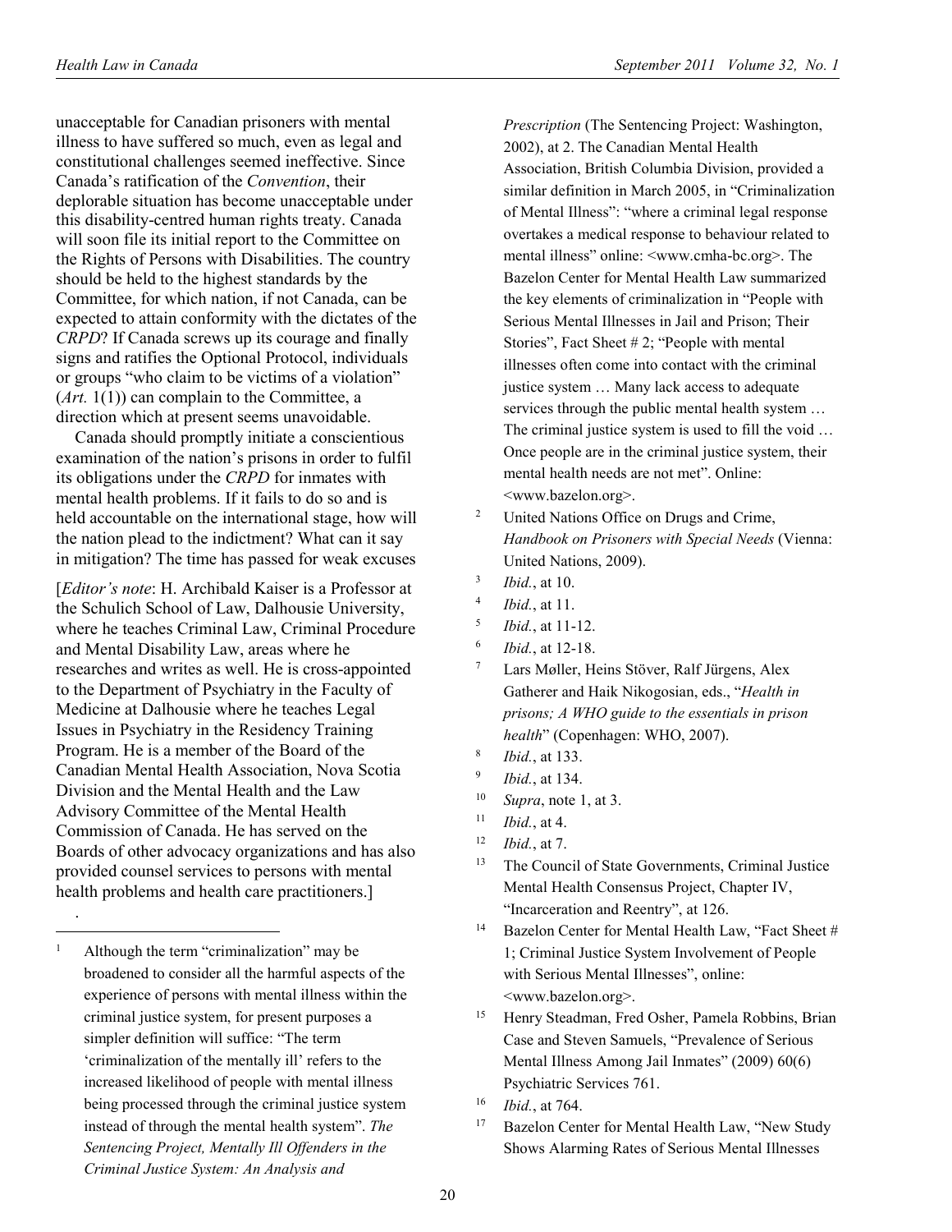unacceptable for Canadian prisoners with mental illness to have suffered so much, even as legal and constitutional challenges seemed ineffective. Since Canada's ratification of the *Convention*, their deplorable situation has become unacceptable under this disability-centred human rights treaty. Canada will soon file its initial report to the Committee on the Rights of Persons with Disabilities. The country should be held to the highest standards by the Committee, for which nation, if not Canada, can be expected to attain conformity with the dictates of the *CRPD*? If Canada screws up its courage and finally signs and ratifies the Optional Protocol, individuals or groups "who claim to be victims of a violation" (*Art.* 1(1)) can complain to the Committee, a direction which at present seems unavoidable.

Canada should promptly initiate a conscientious examination of the nation's prisons in order to fulfil its obligations under the *CRPD* for inmates with mental health problems. If it fails to do so and is held accountable on the international stage, how will the nation plead to the indictment? What can it say in mitigation? The time has passed for weak excuses

[*Editor's note*: H. Archibald Kaiser is a Professor at the Schulich School of Law, Dalhousie University, where he teaches Criminal Law, Criminal Procedure and Mental Disability Law, areas where he researches and writes as well. He is cross-appointed to the Department of Psychiatry in the Faculty of Medicine at Dalhousie where he teaches Legal Issues in Psychiatry in the Residency Training Program. He is a member of the Board of the Canadian Mental Health Association, Nova Scotia Division and the Mental Health and the Law Advisory Committee of the Mental Health Commission of Canada. He has served on the Boards of other advocacy organizations and has also provided counsel services to persons with mental health problems and health care practitioners.]

.

---

[1] Although the term "criminalization" may be broadened to consider all the harmful aspects of the experience of persons with mental illness within the criminal justice system, for present purposes a simpler definition will suffice: "The term 'criminalization of the mentally ill' refers to the increased likelihood of people with mental illness being processed through the criminal justice system instead of through the mental health system". *The Sentencing Project, Mentally Ill Offenders in the Criminal Justice System: An Analysis and Prescription* (The Sentencing Project: Washington, 2002), at 2. The Canadian Mental Health Association, British Columbia Division, provided a similar definition in March 2005, in "Criminalization of Mental Illness": "where a criminal legal response overtakes a medical response to behaviour related to mental illness" online: <www.cmha-bc.org>. The Bazelon Center for Mental Health Law summarized the key elements of criminalization in "People with Serious Mental Illnesses in Jail and Prison; Their Stories", Fact Sheet # 2; "People with mental illnesses often come into contact with the criminal justice system … Many lack access to adequate services through the public mental health system … The criminal justice system is used to fill the void … Once people are in the criminal justice system, their mental health needs are not met". Online: <www.bazelon.org>.

[2] United Nations Office on Drugs and Crime, *Handbook on Prisoners with Special Needs* (Vienna: United Nations, 2009).

[3] *Ibid.*, at 10.

[4] *Ibid.*, at 11.

[5] *Ibid.*, at 11-12.

[6] *Ibid.*, at 12-18.

[7] Lars Møller, Heins Stöver, Ralf Jürgens, Alex Gatherer and Haik Nikogosian, eds., "*Health in prisons; A WHO guide to the essentials in prison health*" (Copenhagen: WHO, 2007).

[8] *Ibid.*, at 133.

[9] *Ibid.*, at 134.

[10] *Supra*, note 1, at 3.

[11] *Ibid.*, at 4.

[12] *Ibid.*, at 7.

[13] The Council of State Governments, Criminal Justice Mental Health Consensus Project, Chapter IV, "Incarceration and Reentry", at 126.

[14] Bazelon Center for Mental Health Law, "Fact Sheet # 1; Criminal Justice System Involvement of People with Serious Mental Illnesses", online: <www.bazelon.org>.

[15] Henry Steadman, Fred Osher, Pamela Robbins, Brian Case and Steven Samuels, "Prevalence of Serious Mental Illness Among Jail Inmates" (2009) 60(6) Psychiatric Services 761.

[16] *Ibid.*, at 764.

[17] Bazelon Center for Mental Health Law, "New Study Shows Alarming Rates of Serious Mental Illnesses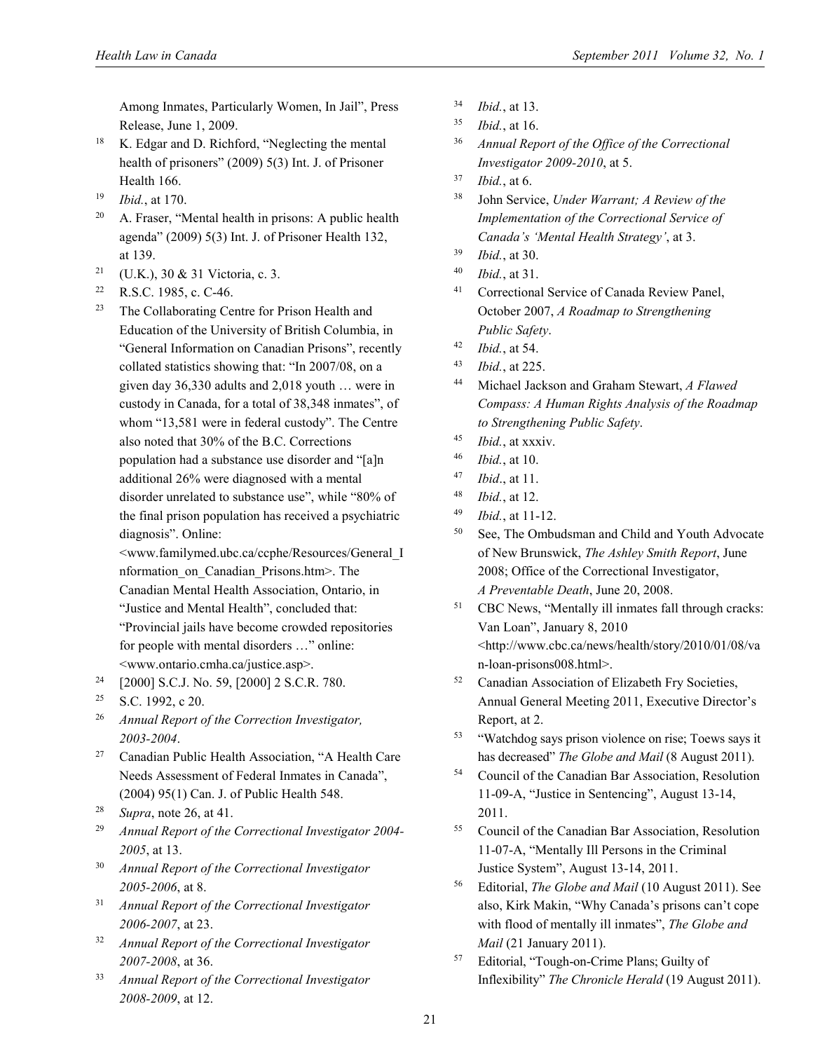Among Inmates, Particularly Women, In Jail", Press Release, June 1, 2009.

[18] K. Edgar and D. Richford, "Neglecting the mental health of prisoners" (2009) 5(3) Int. J. of Prisoner Health 166.

[19] *Ibid.*, at 170.

[20] A. Fraser, "Mental health in prisons: A public health agenda" (2009) 5(3) Int. J. of Prisoner Health 132, at 139.

[21] (U.K.), 30 & 31 Victoria, c. 3.

[22] R.S.C. 1985, c. C-46.

[23] The Collaborating Centre for Prison Health and Education of the University of British Columbia, in "General Information on Canadian Prisons", recently collated statistics showing that: "In 2007/08, on a given day 36,330 adults and 2,018 youth … were in custody in Canada, for a total of 38,348 inmates", of whom "13,581 were in federal custody". The Centre also noted that 30% of the B.C. Corrections population had a substance use disorder and "[a]n additional 26% were diagnosed with a mental disorder unrelated to substance use", while "80% of the final prison population has received a psychiatric diagnosis". Online: <www.familymed.ubc.ca/ccphe/Resources/General_Information_on_Canadian_Prisons.htm>. The Canadian Mental Health Association, Ontario, in "Justice and Mental Health", concluded that: "Provincial jails have become crowded repositories for people with mental disorders …" online: <www.ontario.cmha.ca/justice.asp>.

[24] [2000] S.C.J. No. 59, [2000] 2 S.C.R. 780.

[25] S.C. 1992, c 20.

[26] *Annual Report of the Correction Investigator, 2003-2004*.

[27] Canadian Public Health Association, "A Health Care Needs Assessment of Federal Inmates in Canada", (2004) 95(1) Can. J. of Public Health 548.

[28] *Supra*, note 26, at 41.

[29] *Annual Report of the Correctional Investigator 2004-2005*, at 13.

[30] *Annual Report of the Correctional Investigator 2005-2006*, at 8.

[31] *Annual Report of the Correctional Investigator 2006-2007*, at 23.

[32] *Annual Report of the Correctional Investigator 2007-2008*, at 36.

[33] *Annual Report of the Correctional Investigator 2008-2009*, at 12.

[34] *Ibid.*, at 13.

[35] *Ibid.*, at 16.

[36] *Annual Report of the Office of the Correctional Investigator 2009-2010*, at 5.

[37] *Ibid.*, at 6.

[38] John Service, *Under Warrant; A Review of the Implementation of the Correctional Service of Canada's 'Mental Health Strategy'*, at 3.

[39] *Ibid.*, at 30.

[40] *Ibid.*, at 31.

[41] Correctional Service of Canada Review Panel, October 2007, *A Roadmap to Strengthening Public Safety*.

[42] *Ibid.*, at 54.

[43] *Ibid.*, at 225.

[44] Michael Jackson and Graham Stewart, *A Flawed Compass: A Human Rights Analysis of the Roadmap to Strengthening Public Safety*.

[45] *Ibid.*, at xxxiv.

[46] *Ibid.*, at 10.

[47] *Ibid*., at 11.

[48] *Ibid.*, at 12.

[49] *Ibid.*, at 11-12.

[50] See, The Ombudsman and Child and Youth Advocate of New Brunswick, *The Ashley Smith Report*, June 2008; Office of the Correctional Investigator, *A Preventable Death*, June 20, 2008.

[51] CBC News, "Mentally ill inmates fall through cracks: Van Loan", January 8, 2010 <http://www.cbc.ca/news/health/story/2010/01/08/van-loan-prisons008.html>.

[52] Canadian Association of Elizabeth Fry Societies, Annual General Meeting 2011, Executive Director's Report, at 2.

[53] "Watchdog says prison violence on rise; Toews says it has decreased" *The Globe and Mail* (8 August 2011).

[54] Council of the Canadian Bar Association, Resolution 11-09-A, "Justice in Sentencing", August 13-14, 2011.

[55] Council of the Canadian Bar Association, Resolution 11-07-A, "Mentally Ill Persons in the Criminal Justice System", August 13-14, 2011.

[56] Editorial, *The Globe and Mail* (10 August 2011). See also, Kirk Makin, "Why Canada's prisons can't cope with flood of mentally ill inmates", *The Globe and Mail* (21 January 2011).

[57] Editorial, "Tough-on-Crime Plans; Guilty of Inflexibility" *The Chronicle Herald* (19 August 2011).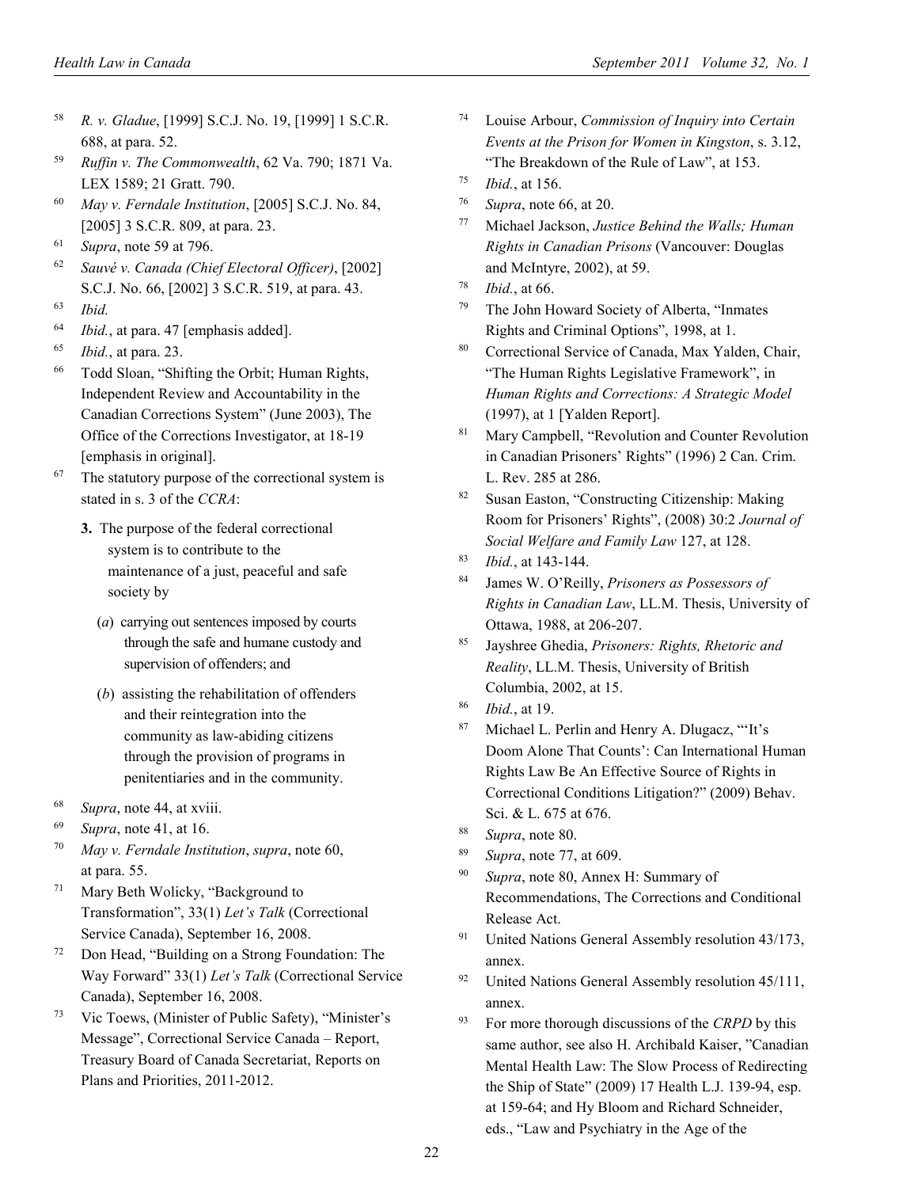[58] *R. v. Gladue*, [1999] S.C.J. No. 19, [1999] 1 S.C.R. 688, at para. 52.

[59] *Ruffin v. The Commonwealth*, 62 Va. 790; 1871 Va. LEX 1589; 21 Gratt. 790.

[60] *May v. Ferndale Institution*, [2005] S.C.J. No. 84, [2005] 3 S.C.R. 809, at para. 23.

[61] *Supra*, note 59 at 796.

[62] *Sauvé v. Canada (Chief Electoral Officer)*, [2002] S.C.J. No. 66, [2002] 3 S.C.R. 519, at para. 43.

[63] *Ibid.*

[64] *Ibid.*, at para. 47 [emphasis added].

[65] *Ibid.*, at para. 23.

[66] Todd Sloan, "Shifting the Orbit; Human Rights, Independent Review and Accountability in the Canadian Corrections System" (June 2003), The Office of the Corrections Investigator, at 18-19 [emphasis in original].

[67] The statutory purpose of the correctional system is stated in s. 3 of the *CCRA*:

> **3.** The purpose of the federal correctional system is to contribute to the maintenance of a just, peaceful and safe society by
>
> (*a*) carrying out sentences imposed by courts through the safe and humane custody and supervision of offenders; and
>
> (*b*) assisting the rehabilitation of offenders and their reintegration into the community as law-abiding citizens through the provision of programs in penitentiaries and in the community.

[68] *Supra*, note 44, at xviii.

[69] *Supra*, note 41, at 16.

[70] *May v. Ferndale Institution*, *supra*, note 60, at para. 55.

[71] Mary Beth Wolicky, "Background to Transformation", 33(1) *Let's Talk* (Correctional Service Canada), September 16, 2008.

[72] Don Head, "Building on a Strong Foundation: The Way Forward" 33(1) *Let's Talk* (Correctional Service Canada), September 16, 2008.

[73] Vic Toews, (Minister of Public Safety), "Minister's Message", Correctional Service Canada – Report, Treasury Board of Canada Secretariat, Reports on Plans and Priorities, 2011-2012.

[74] Louise Arbour, *Commission of Inquiry into Certain Events at the Prison for Women in Kingston*, s. 3.12, "The Breakdown of the Rule of Law", at 153.

[75] *Ibid.*, at 156.

[76] *Supra*, note 66, at 20.

[77] Michael Jackson, *Justice Behind the Walls; Human Rights in Canadian Prisons* (Vancouver: Douglas and McIntyre, 2002), at 59.

[78] *Ibid.*, at 66.

[79] The John Howard Society of Alberta, "Inmates Rights and Criminal Options", 1998, at 1.

[80] Correctional Service of Canada, Max Yalden, Chair, "The Human Rights Legislative Framework", in *Human Rights and Corrections: A Strategic Model* (1997), at 1 [Yalden Report].

[81] Mary Campbell, "Revolution and Counter Revolution in Canadian Prisoners' Rights" (1996) 2 Can. Crim. L. Rev. 285 at 286.

[82] Susan Easton, "Constructing Citizenship: Making Room for Prisoners' Rights", (2008) 30:2 *Journal of Social Welfare and Family Law* 127, at 128.

[83] *Ibid.*, at 143-144.

[84] James W. O'Reilly, *Prisoners as Possessors of Rights in Canadian Law*, LL.M. Thesis, University of Ottawa, 1988, at 206-207.

[85] Jayshree Ghedia, *Prisoners: Rights, Rhetoric and Reality*, LL.M. Thesis, University of British Columbia, 2002, at 15.

[86] *Ibid.*, at 19.

[87] Michael L. Perlin and Henry A. Dlugacz, "'It's Doom Alone That Counts': Can International Human Rights Law Be An Effective Source of Rights in Correctional Conditions Litigation?" (2009) Behav. Sci. & L. 675 at 676.

[88] *Supra*, note 80.

[89] *Supra*, note 77, at 609.

[90] *Supra*, note 80, Annex H: Summary of Recommendations, The Corrections and Conditional Release Act.

[91] United Nations General Assembly resolution 43/173, annex.

[92] United Nations General Assembly resolution 45/111, annex.

[93] For more thorough discussions of the *CRPD* by this same author, see also H. Archibald Kaiser, "Canadian Mental Health Law: The Slow Process of Redirecting the Ship of State" (2009) 17 Health L.J. 139-94, esp. at 159-64; and Hy Bloom and Richard Schneider, eds., "Law and Psychiatry in the Age of the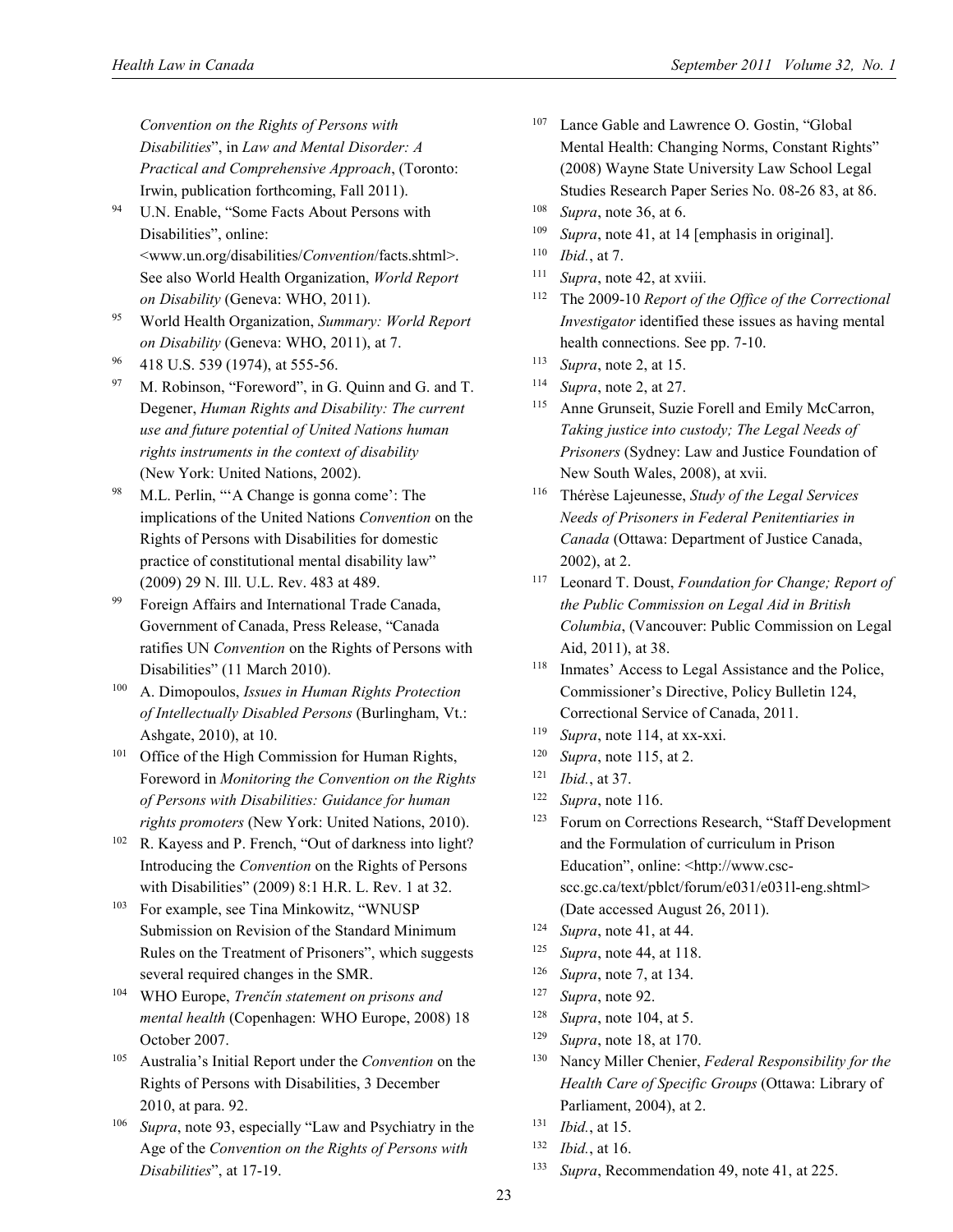*Convention on the Rights of Persons with Disabilities*", in *Law and Mental Disorder: A Practical and Comprehensive Approach*, (Toronto: Irwin, publication forthcoming, Fall 2011).

[94] U.N. Enable, "Some Facts About Persons with Disabilities", online: <www.un.org/disabilities/*Convention*/facts.shtml>. See also World Health Organization, *World Report on Disability* (Geneva: WHO, 2011).

[95] World Health Organization, *Summary: World Report on Disability* (Geneva: WHO, 2011), at 7.

[96] 418 U.S. 539 (1974), at 555-56.

[97] M. Robinson, "Foreword", in G. Quinn and G. and T. Degener, *Human Rights and Disability: The current use and future potential of United Nations human rights instruments in the context of disability* (New York: United Nations, 2002).

[98] M.L. Perlin, "'A Change is gonna come': The implications of the United Nations *Convention* on the Rights of Persons with Disabilities for domestic practice of constitutional mental disability law" (2009) 29 N. Ill. U.L. Rev. 483 at 489.

[99] Foreign Affairs and International Trade Canada, Government of Canada, Press Release, "Canada ratifies UN *Convention* on the Rights of Persons with Disabilities" (11 March 2010).

[100] A. Dimopoulos, *Issues in Human Rights Protection of Intellectually Disabled Persons* (Burlingham, Vt.: Ashgate, 2010), at 10.

[101] Office of the High Commission for Human Rights, Foreword in *Monitoring the Convention on the Rights of Persons with Disabilities: Guidance for human rights promoters* (New York: United Nations, 2010).

[102] R. Kayess and P. French, "Out of darkness into light? Introducing the *Convention* on the Rights of Persons with Disabilities" (2009) 8:1 H.R. L. Rev. 1 at 32.

[103] For example, see Tina Minkowitz, "WNUSP Submission on Revision of the Standard Minimum Rules on the Treatment of Prisoners", which suggests several required changes in the SMR.

[104] WHO Europe, *Trenčín statement on prisons and mental health* (Copenhagen: WHO Europe, 2008) 18 October 2007.

[105] Australia's Initial Report under the *Convention* on the Rights of Persons with Disabilities, 3 December 2010, at para. 92.

[106] *Supra*, note 93, especially "Law and Psychiatry in the Age of the *Convention on the Rights of Persons with Disabilities*", at 17-19.

[107] Lance Gable and Lawrence O. Gostin, "Global Mental Health: Changing Norms, Constant Rights" (2008) Wayne State University Law School Legal Studies Research Paper Series No. 08-26 83, at 86.

[108] *Supra*, note 36, at 6.

[109] *Supra*, note 41, at 14 [emphasis in original].

[110] *Ibid.*, at 7.

[111] *Supra*, note 42, at xviii.

[112] The 2009-10 *Report of the Office of the Correctional Investigator* identified these issues as having mental health connections. See pp. 7-10.

[113] *Supra*, note 2, at 15.

[114] *Supra*, note 2, at 27.

[115] Anne Grunseit, Suzie Forell and Emily McCarron, *Taking justice into custody; The Legal Needs of Prisoners* (Sydney: Law and Justice Foundation of New South Wales, 2008), at xvii.

[116] Thérèse Lajeunesse, *Study of the Legal Services Needs of Prisoners in Federal Penitentiaries in Canada* (Ottawa: Department of Justice Canada, 2002), at 2.

[117] Leonard T. Doust, *Foundation for Change; Report of the Public Commission on Legal Aid in British Columbia*, (Vancouver: Public Commission on Legal Aid, 2011), at 38.

[118] Inmates' Access to Legal Assistance and the Police, Commissioner's Directive, Policy Bulletin 124, Correctional Service of Canada, 2011.

[119] *Supra*, note 114, at xx-xxi.

[120] *Supra*, note 115, at 2.

[121] *Ibid.*, at 37.

[122] *Supra*, note 116.

[123] Forum on Corrections Research, "Staff Development and the Formulation of curriculum in Prison Education", online: <http://www.csc-scc.gc.ca/text/pblct/forum/e031/e031l-eng.shtml> (Date accessed August 26, 2011).

[124] *Supra*, note 41, at 44.

[125] *Supra*, note 44, at 118.

[126] *Supra*, note 7, at 134.

[127] *Supra*, note 92.

[128] *Supra*, note 104, at 5.

[129] *Supra*, note 18, at 170.

[130] Nancy Miller Chenier, *Federal Responsibility for the Health Care of Specific Groups* (Ottawa: Library of Parliament, 2004), at 2.

[131] *Ibid.*, at 15.

[132] *Ibid.*, at 16.

[133] *Supra*, Recommendation 49, note 41, at 225.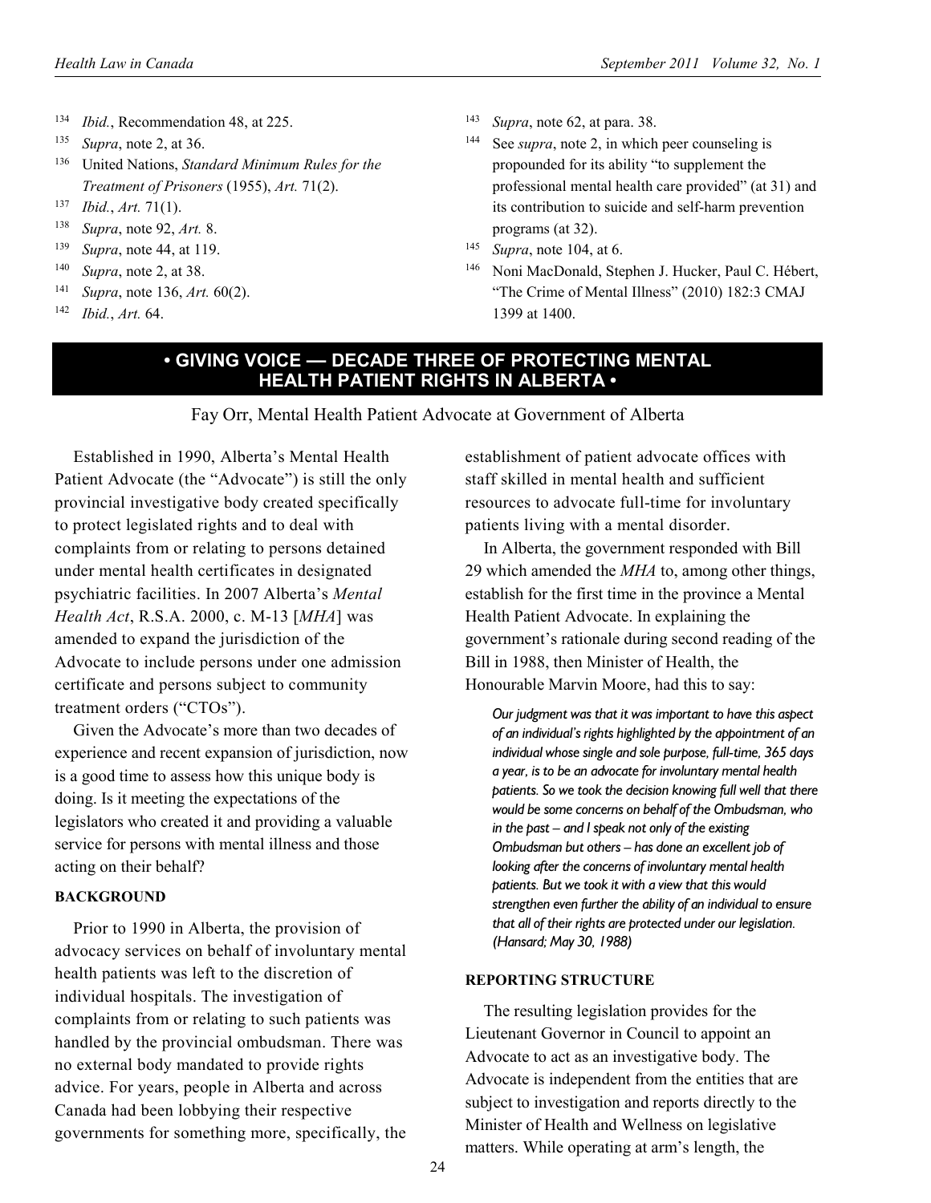[134] *Ibid.*, Recommendation 48, at 225.

[135] *Supra*, note 2, at 36.

[136] United Nations, *Standard Minimum Rules for the Treatment of Prisoners* (1955), *Art.* 71(2).

[137] *Ibid.*, *Art.* 71(1).

[138] *Supra*, note 92, *Art.* 8.

[139] *Supra*, note 44, at 119.

[140] *Supra*, note 2, at 38.

[141] *Supra*, note 136, *Art.* 60(2).

[142] *Ibid.*, *Art.* 64.

[143] *Supra*, note 62, at para. 38.

[144] See *supra*, note 2, in which peer counseling is propounded for its ability "to supplement the professional mental health care provided" (at 31) and its contribution to suicide and self-harm prevention programs (at 32).

[145] *Supra*, note 104, at 6.

[146] Noni MacDonald, Stephen J. Hucker, Paul C. Hébert, "The Crime of Mental Illness" (2010) 182:3 CMAJ 1399 at 1400.

# • GIVING VOICE — DECADE THREE OF PROTECTING MENTAL HEALTH PATIENT RIGHTS IN ALBERTA •

Fay Orr, Mental Health Patient Advocate at Government of Alberta

Established in 1990, Alberta's Mental Health Patient Advocate (the "Advocate") is still the only provincial investigative body created specifically to protect legislated rights and to deal with complaints from or relating to persons detained under mental health certificates in designated psychiatric facilities. In 2007 Alberta's *Mental Health Act*, R.S.A. 2000, c. M-13 [*MHA*] was amended to expand the jurisdiction of the Advocate to include persons under one admission certificate and persons subject to community treatment orders ("CTOs").

Given the Advocate's more than two decades of experience and recent expansion of jurisdiction, now is a good time to assess how this unique body is doing. Is it meeting the expectations of the legislators who created it and providing a valuable service for persons with mental illness and those acting on their behalf?

**BACKGROUND**

Prior to 1990 in Alberta, the provision of advocacy services on behalf of involuntary mental health patients was left to the discretion of individual hospitals. The investigation of complaints from or relating to such patients was handled by the provincial ombudsman. There was no external body mandated to provide rights advice. For years, people in Alberta and across Canada had been lobbying their respective governments for something more, specifically, the establishment of patient advocate offices with staff skilled in mental health and sufficient resources to advocate full-time for involuntary patients living with a mental disorder.

In Alberta, the government responded with Bill 29 which amended the *MHA* to, among other things, establish for the first time in the province a Mental Health Patient Advocate. In explaining the government's rationale during second reading of the Bill in 1988, then Minister of Health, the Honourable Marvin Moore, had this to say:

> *Our judgment was that it was important to have this aspect of an individual's rights highlighted by the appointment of an individual whose single and sole purpose, full-time, 365 days a year, is to be an advocate for involuntary mental health patients. So we took the decision knowing full well that there would be some concerns on behalf of the Ombudsman, who in the past – and I speak not only of the existing Ombudsman but others – has done an excellent job of looking after the concerns of involuntary mental health patients. But we took it with a view that this would strengthen even further the ability of an individual to ensure that all of their rights are protected under our legislation. (Hansard; May 30, 1988)*

**REPORTING STRUCTURE**

The resulting legislation provides for the Lieutenant Governor in Council to appoint an Advocate to act as an investigative body. The Advocate is independent from the entities that are subject to investigation and reports directly to the Minister of Health and Wellness on legislative matters. While operating at arm's length, the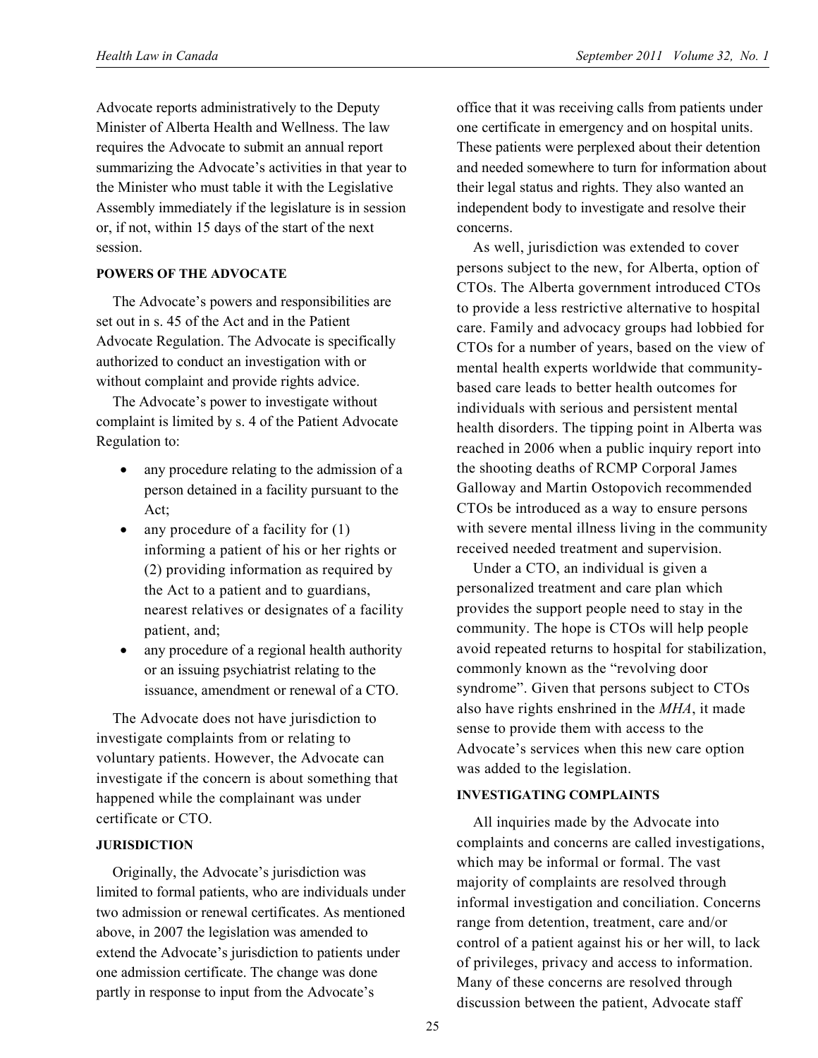Advocate reports administratively to the Deputy Minister of Alberta Health and Wellness. The law requires the Advocate to submit an annual report summarizing the Advocate's activities in that year to the Minister who must table it with the Legislative Assembly immediately if the legislature is in session or, if not, within 15 days of the start of the next session.

#### POWERS OF THE ADVOCATE

The Advocate's powers and responsibilities are set out in s. 45 of the Act and in the Patient Advocate Regulation. The Advocate is specifically authorized to conduct an investigation with or without complaint and provide rights advice.

The Advocate's power to investigate without complaint is limited by s. 4 of the Patient Advocate Regulation to:

- any procedure relating to the admission of a person detained in a facility pursuant to the Act;
- any procedure of a facility for (1) informing a patient of his or her rights or (2) providing information as required by the Act to a patient and to guardians, nearest relatives or designates of a facility patient, and;
- any procedure of a regional health authority or an issuing psychiatrist relating to the issuance, amendment or renewal of a CTO.

The Advocate does not have jurisdiction to investigate complaints from or relating to voluntary patients. However, the Advocate can investigate if the concern is about something that happened while the complainant was under certificate or CTO.

#### JURISDICTION

Originally, the Advocate's jurisdiction was limited to formal patients, who are individuals under two admission or renewal certificates. As mentioned above, in 2007 the legislation was amended to extend the Advocate's jurisdiction to patients under one admission certificate. The change was done partly in response to input from the Advocate's office that it was receiving calls from patients under one certificate in emergency and on hospital units. These patients were perplexed about their detention and needed somewhere to turn for information about their legal status and rights. They also wanted an independent body to investigate and resolve their concerns.

As well, jurisdiction was extended to cover persons subject to the new, for Alberta, option of CTOs. The Alberta government introduced CTOs to provide a less restrictive alternative to hospital care. Family and advocacy groups had lobbied for CTOs for a number of years, based on the view of mental health experts worldwide that community-based care leads to better health outcomes for individuals with serious and persistent mental health disorders. The tipping point in Alberta was reached in 2006 when a public inquiry report into the shooting deaths of RCMP Corporal James Galloway and Martin Ostopovich recommended CTOs be introduced as a way to ensure persons with severe mental illness living in the community received needed treatment and supervision.

Under a CTO, an individual is given a personalized treatment and care plan which provides the support people need to stay in the community. The hope is CTOs will help people avoid repeated returns to hospital for stabilization, commonly known as the "revolving door syndrome". Given that persons subject to CTOs also have rights enshrined in the *MHA*, it made sense to provide them with access to the Advocate's services when this new care option was added to the legislation.

#### INVESTIGATING COMPLAINTS

All inquiries made by the Advocate into complaints and concerns are called investigations, which may be informal or formal. The vast majority of complaints are resolved through informal investigation and conciliation. Concerns range from detention, treatment, care and/or control of a patient against his or her will, to lack of privileges, privacy and access to information. Many of these concerns are resolved through discussion between the patient, Advocate staff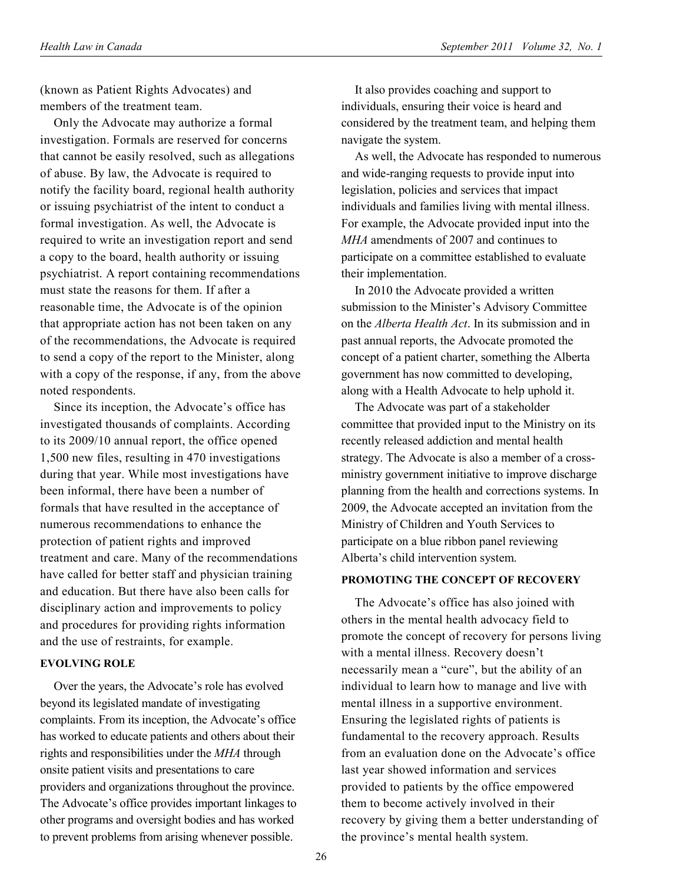(known as Patient Rights Advocates) and members of the treatment team.

Only the Advocate may authorize a formal investigation. Formals are reserved for concerns that cannot be easily resolved, such as allegations of abuse. By law, the Advocate is required to notify the facility board, regional health authority or issuing psychiatrist of the intent to conduct a formal investigation. As well, the Advocate is required to write an investigation report and send a copy to the board, health authority or issuing psychiatrist. A report containing recommendations must state the reasons for them. If after a reasonable time, the Advocate is of the opinion that appropriate action has not been taken on any of the recommendations, the Advocate is required to send a copy of the report to the Minister, along with a copy of the response, if any, from the above noted respondents.

Since its inception, the Advocate's office has investigated thousands of complaints. According to its 2009/10 annual report, the office opened 1,500 new files, resulting in 470 investigations during that year. While most investigations have been informal, there have been a number of formals that have resulted in the acceptance of numerous recommendations to enhance the protection of patient rights and improved treatment and care. Many of the recommendations have called for better staff and physician training and education. But there have also been calls for disciplinary action and improvements to policy and procedures for providing rights information and the use of restraints, for example.

**EVOLVING ROLE**

Over the years, the Advocate's role has evolved beyond its legislated mandate of investigating complaints. From its inception, the Advocate's office has worked to educate patients and others about their rights and responsibilities under the *MHA* through onsite patient visits and presentations to care providers and organizations throughout the province. The Advocate's office provides important linkages to other programs and oversight bodies and has worked to prevent problems from arising whenever possible.

It also provides coaching and support to individuals, ensuring their voice is heard and considered by the treatment team, and helping them navigate the system.

As well, the Advocate has responded to numerous and wide-ranging requests to provide input into legislation, policies and services that impact individuals and families living with mental illness. For example, the Advocate provided input into the *MHA* amendments of 2007 and continues to participate on a committee established to evaluate their implementation.

In 2010 the Advocate provided a written submission to the Minister's Advisory Committee on the *Alberta Health Act*. In its submission and in past annual reports, the Advocate promoted the concept of a patient charter, something the Alberta government has now committed to developing, along with a Health Advocate to help uphold it.

The Advocate was part of a stakeholder committee that provided input to the Ministry on its recently released addiction and mental health strategy. The Advocate is also a member of a cross-ministry government initiative to improve discharge planning from the health and corrections systems. In 2009, the Advocate accepted an invitation from the Ministry of Children and Youth Services to participate on a blue ribbon panel reviewing Alberta's child intervention system.

**PROMOTING THE CONCEPT OF RECOVERY**

The Advocate's office has also joined with others in the mental health advocacy field to promote the concept of recovery for persons living with a mental illness. Recovery doesn't necessarily mean a "cure", but the ability of an individual to learn how to manage and live with mental illness in a supportive environment. Ensuring the legislated rights of patients is fundamental to the recovery approach. Results from an evaluation done on the Advocate's office last year showed information and services provided to patients by the office empowered them to become actively involved in their recovery by giving them a better understanding of the province's mental health system.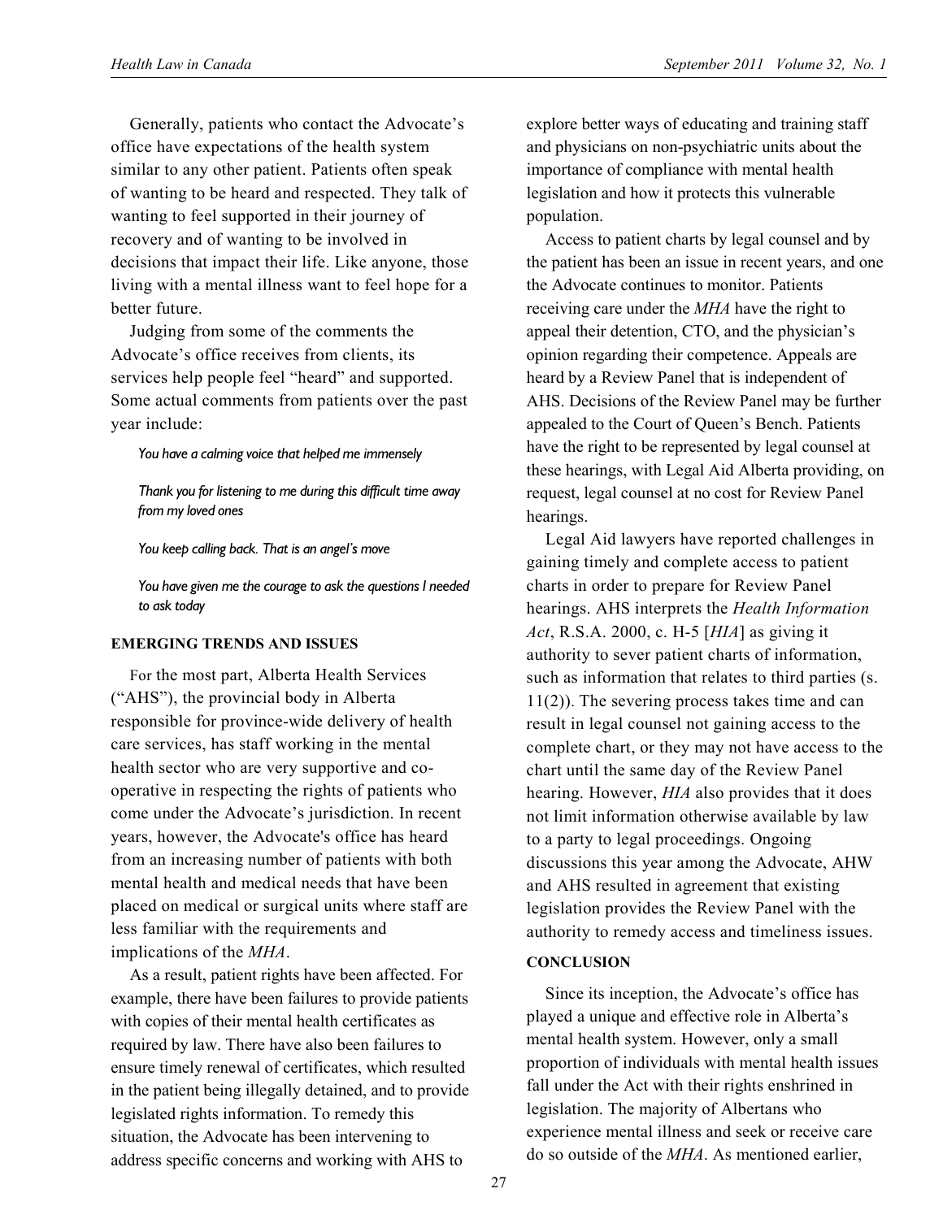Generally, patients who contact the Advocate's office have expectations of the health system similar to any other patient. Patients often speak of wanting to be heard and respected. They talk of wanting to feel supported in their journey of recovery and of wanting to be involved in decisions that impact their life. Like anyone, those living with a mental illness want to feel hope for a better future.

Judging from some of the comments the Advocate's office receives from clients, its services help people feel "heard" and supported. Some actual comments from patients over the past year include:

> *You have a calming voice that helped me immensely*
>
> *Thank you for listening to me during this difficult time away from my loved ones*
>
> *You keep calling back. That is an angel's move*
>
> *You have given me the courage to ask the questions I needed to ask today*

**EMERGING TRENDS AND ISSUES**

For the most part, Alberta Health Services ("AHS"), the provincial body in Alberta responsible for province-wide delivery of health care services, has staff working in the mental health sector who are very supportive and co-operative in respecting the rights of patients who come under the Advocate's jurisdiction. In recent years, however, the Advocate's office has heard from an increasing number of patients with both mental health and medical needs that have been placed on medical or surgical units where staff are less familiar with the requirements and implications of the *MHA*.

As a result, patient rights have been affected. For example, there have been failures to provide patients with copies of their mental health certificates as required by law. There have also been failures to ensure timely renewal of certificates, which resulted in the patient being illegally detained, and to provide legislated rights information. To remedy this situation, the Advocate has been intervening to address specific concerns and working with AHS to explore better ways of educating and training staff and physicians on non-psychiatric units about the importance of compliance with mental health legislation and how it protects this vulnerable population.

Access to patient charts by legal counsel and by the patient has been an issue in recent years, and one the Advocate continues to monitor. Patients receiving care under the *MHA* have the right to appeal their detention, CTO, and the physician's opinion regarding their competence. Appeals are heard by a Review Panel that is independent of AHS. Decisions of the Review Panel may be further appealed to the Court of Queen's Bench. Patients have the right to be represented by legal counsel at these hearings, with Legal Aid Alberta providing, on request, legal counsel at no cost for Review Panel hearings.

Legal Aid lawyers have reported challenges in gaining timely and complete access to patient charts in order to prepare for Review Panel hearings. AHS interprets the *Health Information Act*, R.S.A. 2000, c. H-5 [*HIA*] as giving it authority to sever patient charts of information, such as information that relates to third parties (s. 11(2)). The severing process takes time and can result in legal counsel not gaining access to the complete chart, or they may not have access to the chart until the same day of the Review Panel hearing. However, *HIA* also provides that it does not limit information otherwise available by law to a party to legal proceedings. Ongoing discussions this year among the Advocate, AHW and AHS resulted in agreement that existing legislation provides the Review Panel with the authority to remedy access and timeliness issues.

**CONCLUSION**

Since its inception, the Advocate's office has played a unique and effective role in Alberta's mental health system. However, only a small proportion of individuals with mental health issues fall under the Act with their rights enshrined in legislation. The majority of Albertans who experience mental illness and seek or receive care do so outside of the *MHA*. As mentioned earlier,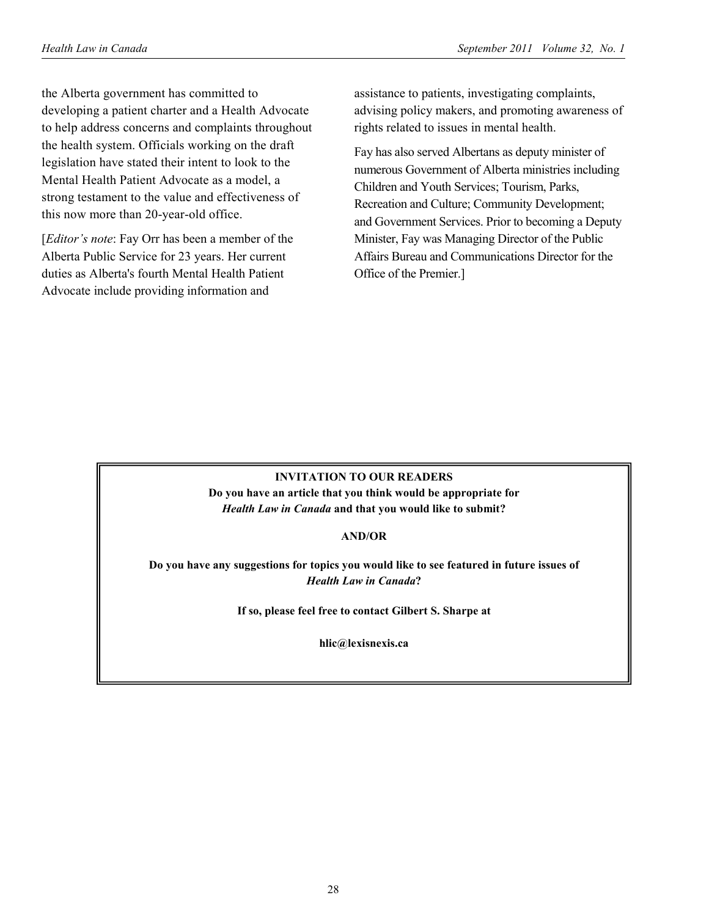the Alberta government has committed to developing a patient charter and a Health Advocate to help address concerns and complaints throughout the health system. Officials working on the draft legislation have stated their intent to look to the Mental Health Patient Advocate as a model, a strong testament to the value and effectiveness of this now more than 20-year-old office.

[*Editor's note*: Fay Orr has been a member of the Alberta Public Service for 23 years. Her current duties as Alberta's fourth Mental Health Patient Advocate include providing information and assistance to patients, investigating complaints, advising policy makers, and promoting awareness of rights related to issues in mental health.

Fay has also served Albertans as deputy minister of numerous Government of Alberta ministries including Children and Youth Services; Tourism, Parks, Recreation and Culture; Community Development; and Government Services. Prior to becoming a Deputy Minister, Fay was Managing Director of the Public Affairs Bureau and Communications Director for the Office of the Premier.]

**INVITATION TO OUR READERS**

**Do you have an article that you think would be appropriate for *Health Law in Canada* and that you would like to submit?**

**AND/OR**

**Do you have any suggestions for topics you would like to see featured in future issues of *Health Law in Canada*?**

**If so, please feel free to contact Gilbert S. Sharpe at**

**hlic@lexisnexis.ca**